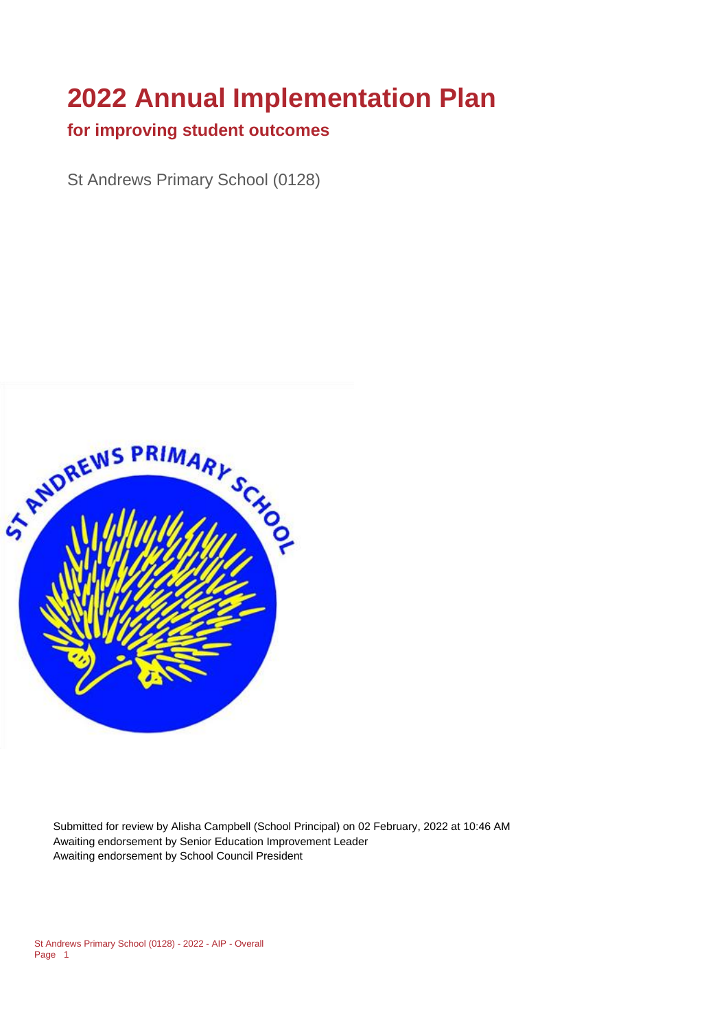# 2022 Annual Implementation Plan

## for improving student outcomes

St Andrews Primary School (0128)

Submitted for review by Alisha Campbell (School Principal) on 02 February, 2022 at 10:46 AM
Awaiting endorsement by Senior Education Improvement Leader
Awaiting endorsement by School Council President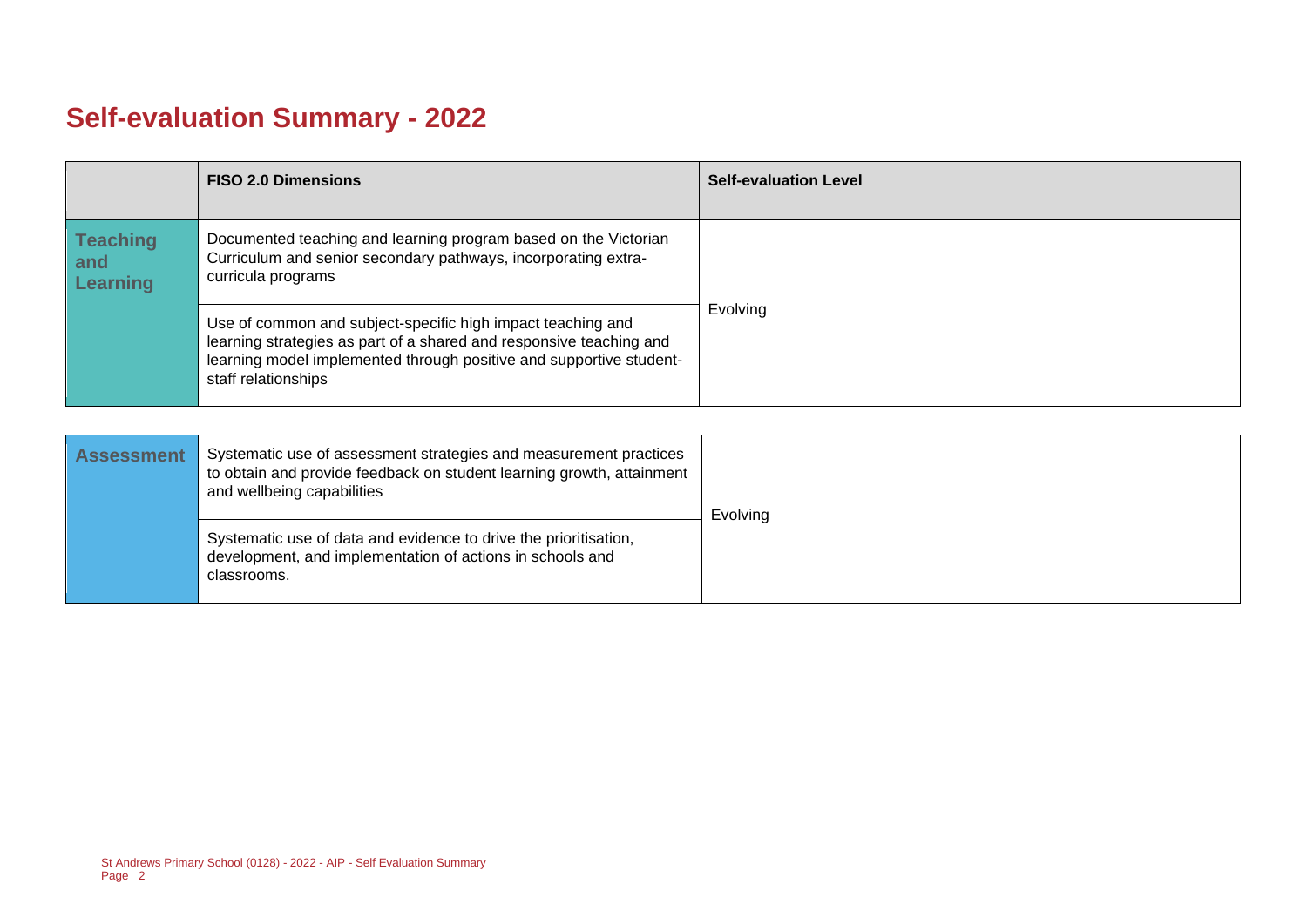# Self-evaluation Summary - 2022

| | FISO 2.0 Dimensions | Self-evaluation Level |
|---|---|---|
| **Teaching and Learning** | Documented teaching and learning program based on the Victorian Curriculum and senior secondary pathways, incorporating extra-curricula programs | Evolving |
| | Use of common and subject-specific high impact teaching and learning strategies as part of a shared and responsive teaching and learning model implemented through positive and supportive student-staff relationships | |

| | | |
|---|---|---|
| **Assessment** | Systematic use of assessment strategies and measurement practices to obtain and provide feedback on student learning growth, attainment and wellbeing capabilities | Evolving |
| | Systematic use of data and evidence to drive the prioritisation, development, and implementation of actions in schools and classrooms. | |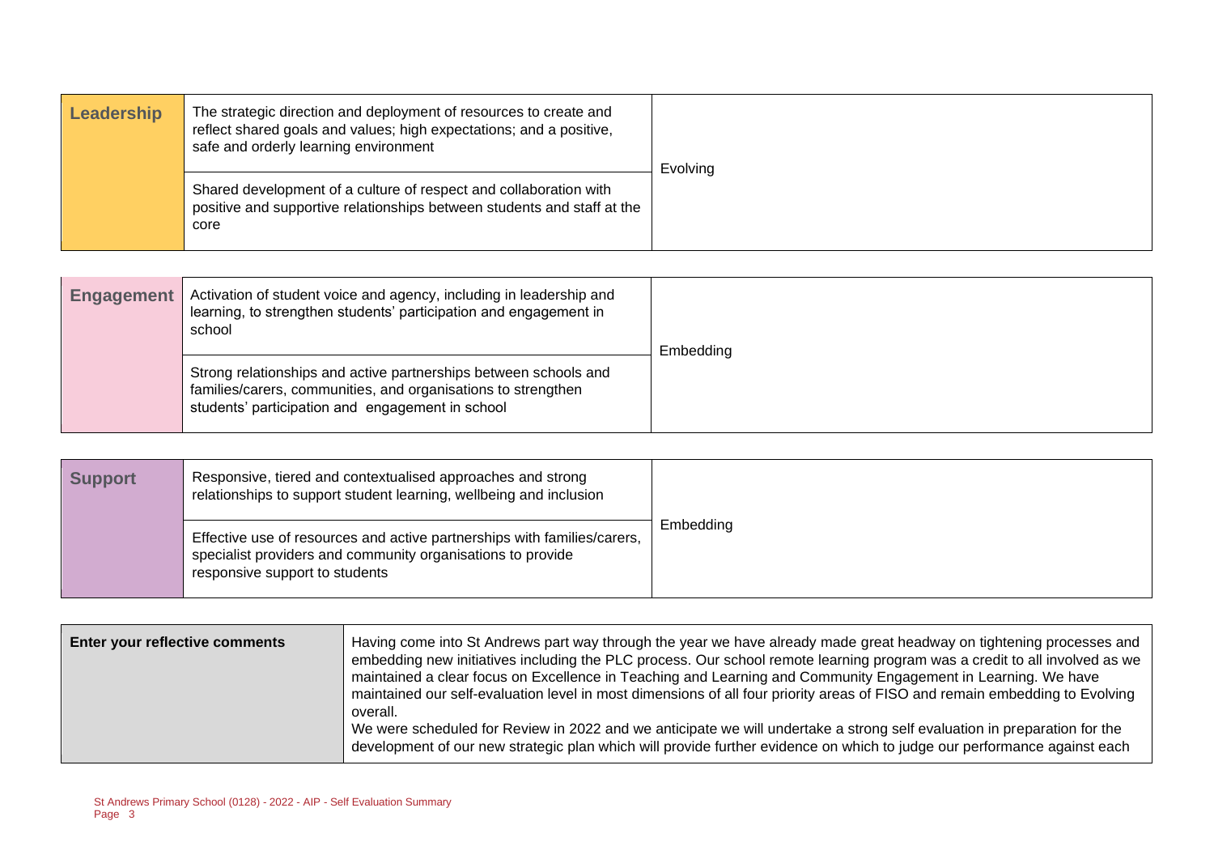| Leadership | The strategic direction and deployment of resources to create and reflect shared goals and values; high expectations; and a positive, safe and orderly learning environment | Evolving |
|---|---|---|
| | Shared development of a culture of respect and collaboration with positive and supportive relationships between students and staff at the core | |

| Engagement | Activation of student voice and agency, including in leadership and learning, to strengthen students' participation and engagement in school | Embedding |
|---|---|---|
| | Strong relationships and active partnerships between schools and families/carers, communities, and organisations to strengthen students' participation and engagement in school | |

| Support | Responsive, tiered and contextualised approaches and strong relationships to support student learning, wellbeing and inclusion | Embedding |
|---|---|---|
| | Effective use of resources and active partnerships with families/carers, specialist providers and community organisations to provide responsive support to students | |

| Enter your reflective comments | Having come into St Andrews part way through the year we have already made great headway on tightening processes and embedding new initiatives including the PLC process. Our school remote learning program was a credit to all involved as we maintained a clear focus on Excellence in Teaching and Learning and Community Engagement in Learning. We have maintained our self-evaluation level in most dimensions of all four priority areas of FISO and remain embedding to Evolving overall.<br>We were scheduled for Review in 2022 and we anticipate we will undertake a strong self evaluation in preparation for the development of our new strategic plan which will provide further evidence on which to judge our performance against each |
|---|---|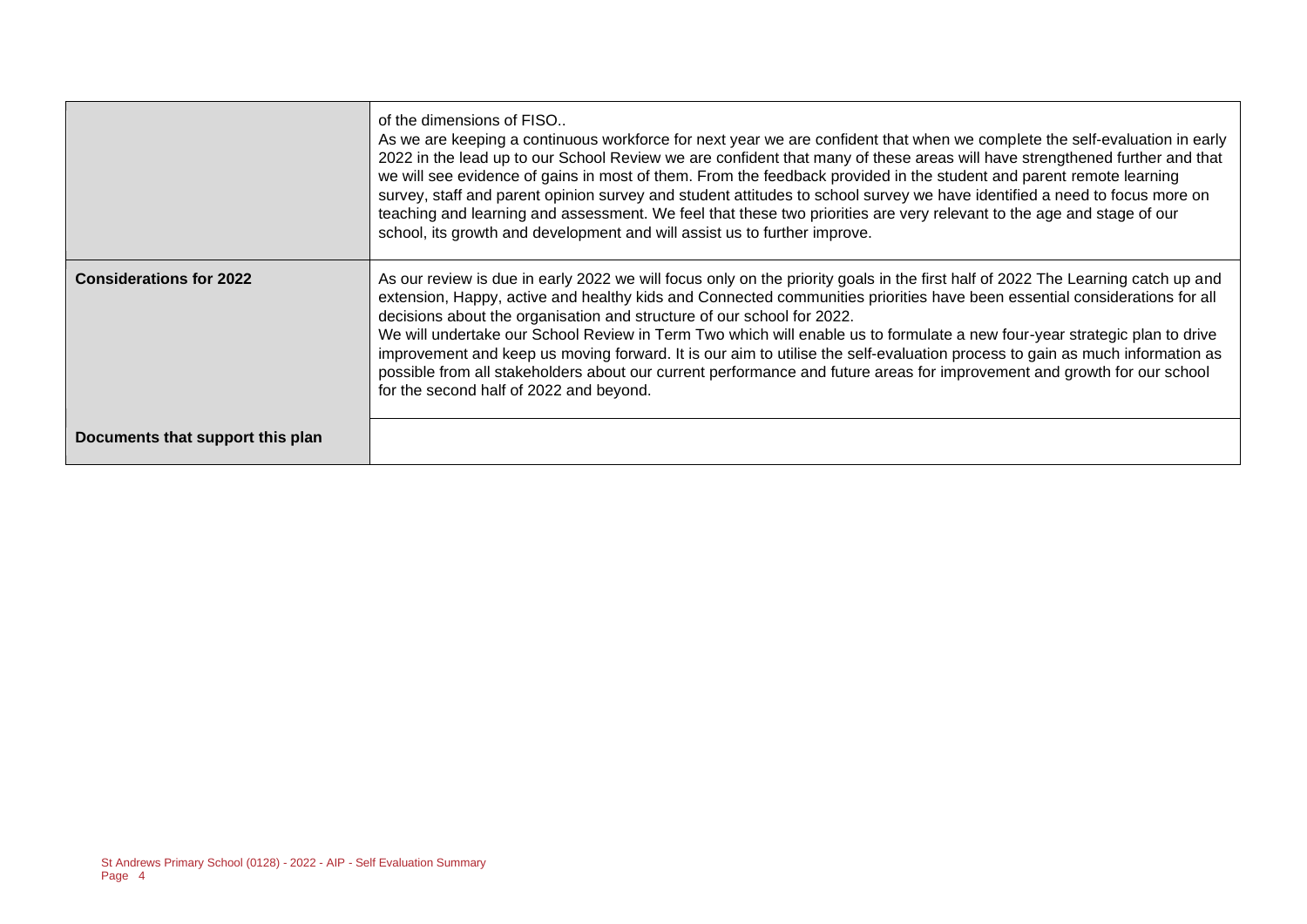| | |
|---|---|
| | of the dimensions of FISO.. <br>As we are keeping a continuous workforce for next year we are confident that when we complete the self-evaluation in early 2022 in the lead up to our School Review we are confident that many of these areas will have strengthened further and that we will see evidence of gains in most of them. From the feedback provided in the student and parent remote learning survey, staff and parent opinion survey and student attitudes to school survey we have identified a need to focus more on teaching and learning and assessment. We feel that these two priorities are very relevant to the age and stage of our school, its growth and development and will assist us to further improve. |
| **Considerations for 2022** | As our review is due in early 2022 we will focus only on the priority goals in the first half of 2022 The Learning catch up and extension, Happy, active and healthy kids and Connected communities priorities have been essential considerations for all decisions about the organisation and structure of our school for 2022.<br>We will undertake our School Review in Term Two which will enable us to formulate a new four-year strategic plan to drive improvement and keep us moving forward. It is our aim to utilise the self-evaluation process to gain as much information as possible from all stakeholders about our current performance and future areas for improvement and growth for our school for the second half of 2022 and beyond. |
| **Documents that support this plan** | |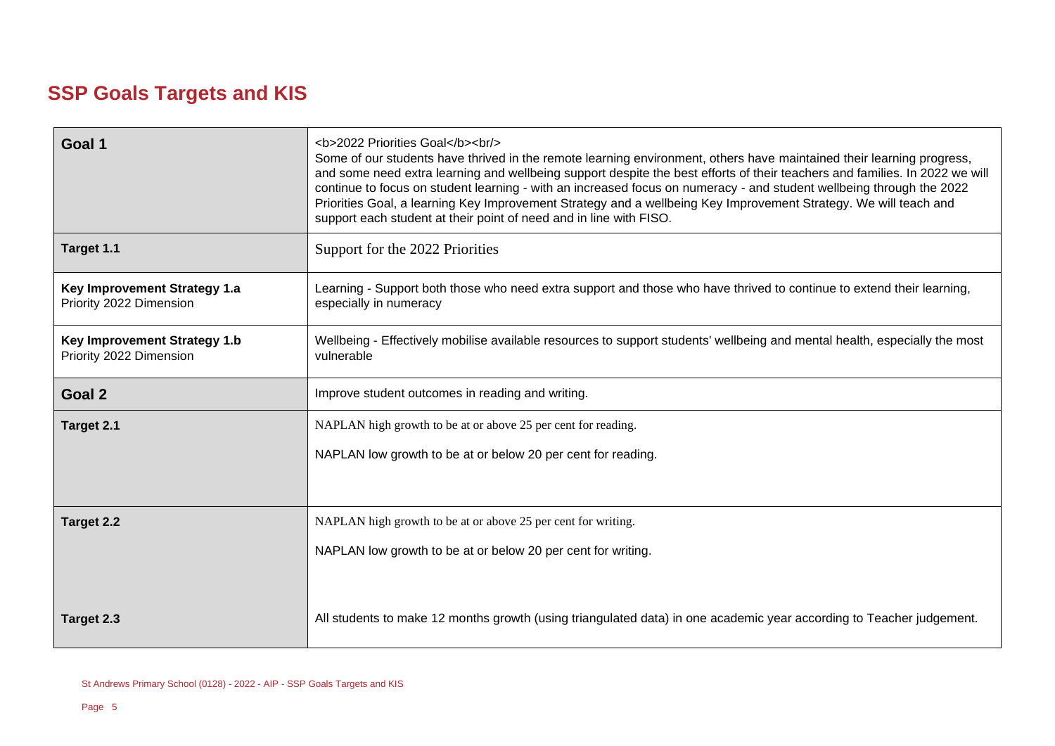# SSP Goals Targets and KIS

| | |
|---|---|
| **Goal 1** | <b>2022 Priorities Goal</b><br/> Some of our students have thrived in the remote learning environment, others have maintained their learning progress, and some need extra learning and wellbeing support despite the best efforts of their teachers and families. In 2022 we will continue to focus on student learning - with an increased focus on numeracy - and student wellbeing through the 2022 Priorities Goal, a learning Key Improvement Strategy and a wellbeing Key Improvement Strategy. We will teach and support each student at their point of need and in line with FISO. |
| **Target 1.1** | Support for the 2022 Priorities |
| **Key Improvement Strategy 1.a** Priority 2022 Dimension | Learning - Support both those who need extra support and those who have thrived to continue to extend their learning, especially in numeracy |
| **Key Improvement Strategy 1.b** Priority 2022 Dimension | Wellbeing - Effectively mobilise available resources to support students' wellbeing and mental health, especially the most vulnerable |
| **Goal 2** | Improve student outcomes in reading and writing. |
| **Target 2.1** | NAPLAN high growth to be at or above 25 per cent for reading.<br><br>NAPLAN low growth to be at or below 20 per cent for reading. |
| **Target 2.2** | NAPLAN high growth to be at or above 25 per cent for writing.<br><br>NAPLAN low growth to be at or below 20 per cent for writing. |
| **Target 2.3** | All students to make 12 months growth (using triangulated data) in one academic year according to Teacher judgement. |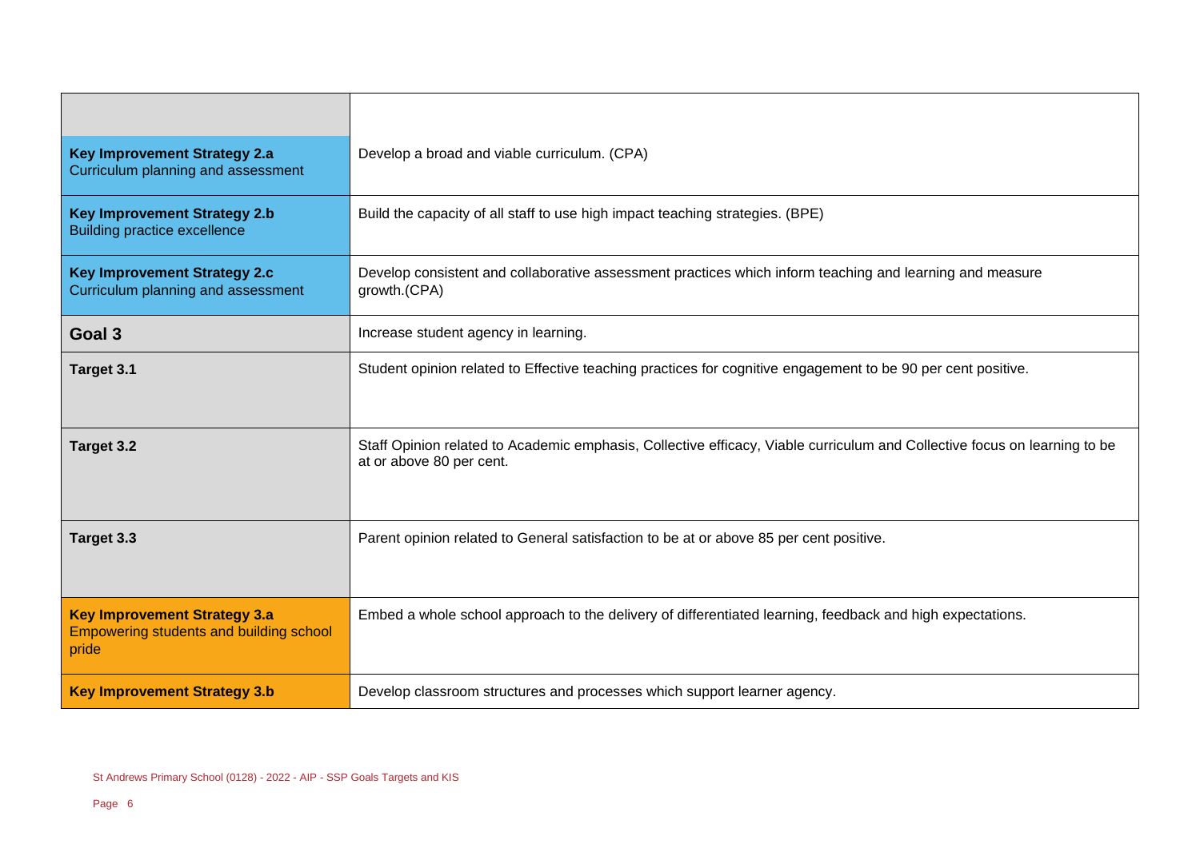| | |
|---|---|
| **Key Improvement Strategy 2.a**<br>Curriculum planning and assessment | Develop a broad and viable curriculum. (CPA) |
| **Key Improvement Strategy 2.b**<br>Building practice excellence | Build the capacity of all staff to use high impact teaching strategies. (BPE) |
| **Key Improvement Strategy 2.c**<br>Curriculum planning and assessment | Develop consistent and collaborative assessment practices which inform teaching and learning and measure growth.(CPA) |
| **Goal 3** | Increase student agency in learning. |
| **Target 3.1** | Student opinion related to Effective teaching practices for cognitive engagement to be 90 per cent positive. |
| **Target 3.2** | Staff Opinion related to Academic emphasis, Collective efficacy, Viable curriculum and Collective focus on learning to be at or above 80 per cent. |
| **Target 3.3** | Parent opinion related to General satisfaction to be at or above 85 per cent positive. |
| **Key Improvement Strategy 3.a**<br>Empowering students and building school pride | Embed a whole school approach to the delivery of differentiated learning, feedback and high expectations. |
| **Key Improvement Strategy 3.b** | Develop classroom structures and processes which support learner agency. |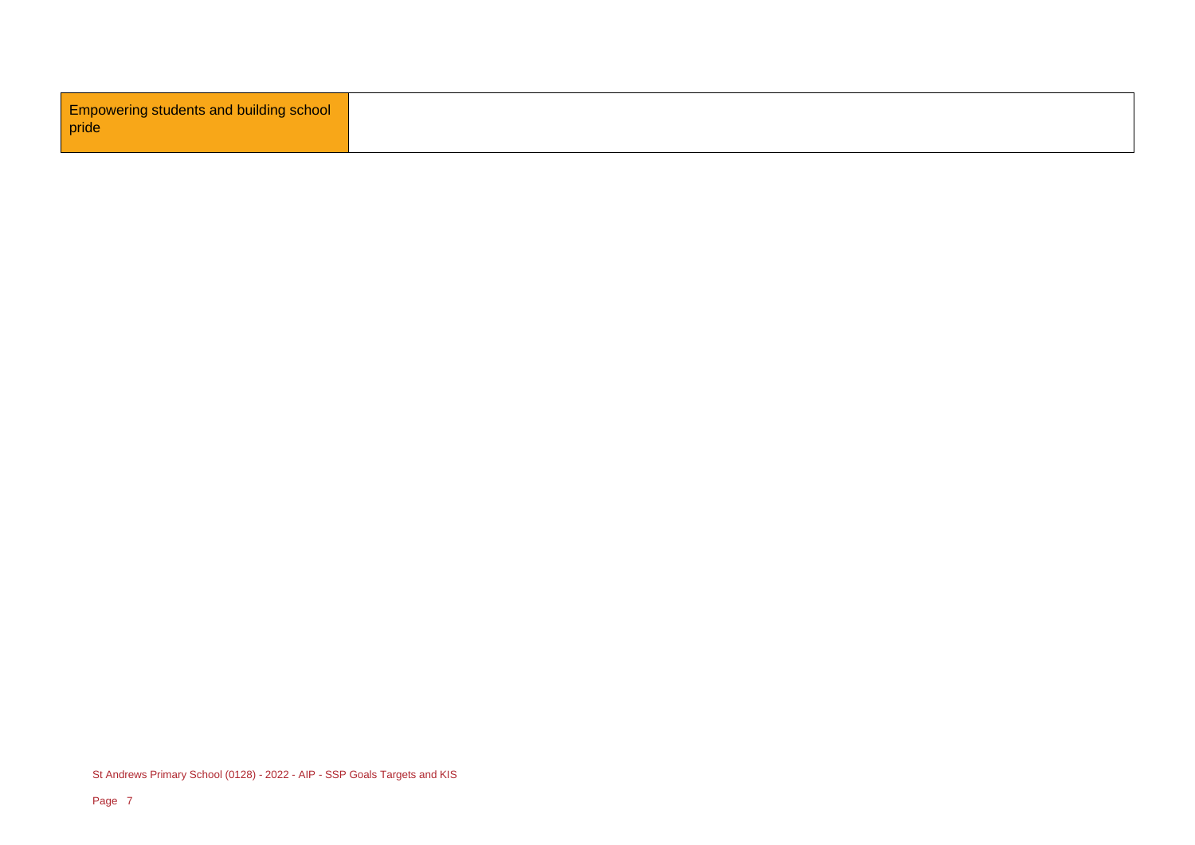| | |
|---|---|
| Empowering students and building school pride | |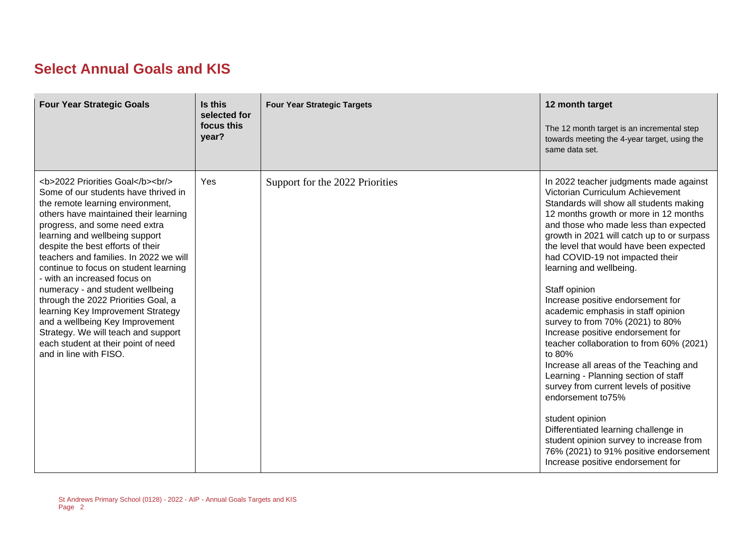## Select Annual Goals and KIS

| Four Year Strategic Goals | Is this selected for focus this year? | Four Year Strategic Targets | 12 month target<br><br>The 12 month target is an incremental step towards meeting the 4-year target, using the same data set. |
|---|---|---|---|
| <b>2022 Priorities Goal</b><br/> Some of our students have thrived in the remote learning environment, others have maintained their learning progress, and some need extra learning and wellbeing support despite the best efforts of their teachers and families. In 2022 we will continue to focus on student learning - with an increased focus on numeracy - and student wellbeing through the 2022 Priorities Goal, a learning Key Improvement Strategy and a wellbeing Key Improvement Strategy. We will teach and support each student at their point of need and in line with FISO. | Yes | Support for the 2022 Priorities | In 2022 teacher judgments made against Victorian Curriculum Achievement Standards will show all students making 12 months growth or more in 12 months and those who made less than expected growth in 2021 will catch up to or surpass the level that would have been expected had COVID-19 not impacted their learning and wellbeing.<br><br>Staff opinion<br>Increase positive endorsement for academic emphasis in staff opinion survey to from 70% (2021) to 80%<br>Increase positive endorsement for teacher collaboration to from 60% (2021) to 80%<br>Increase all areas of the Teaching and Learning - Planning section of staff survey from current levels of positive endorsement to75%<br><br>student opinion<br>Differentiated learning challenge in student opinion survey to increase from 76% (2021) to 91% positive endorsement<br>Increase positive endorsement for |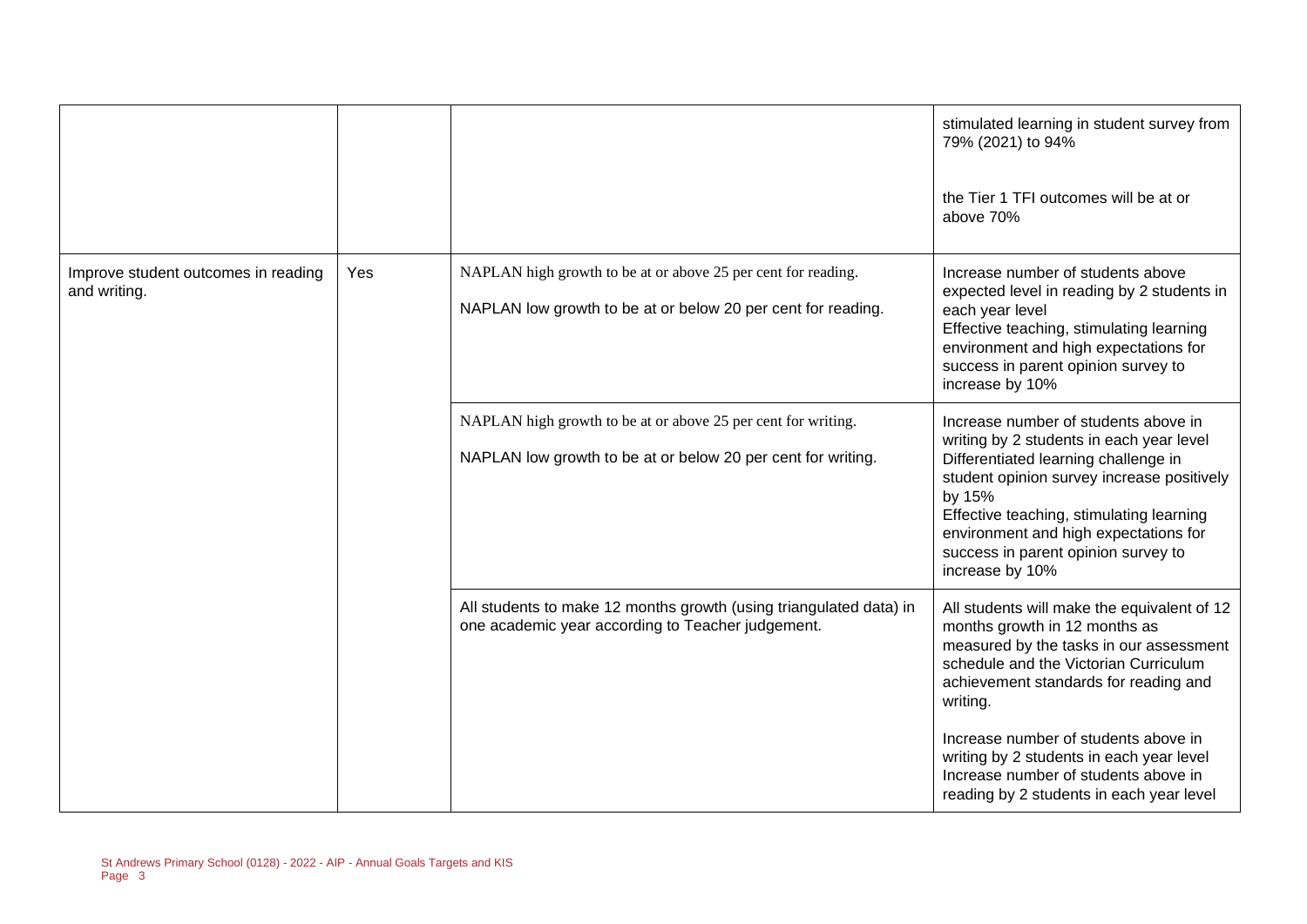| | | | |
|---|---|---|---|
| | | | stimulated learning in student survey from 79% (2021) to 94%<br><br>the Tier 1 TFI outcomes will be at or above 70% |
| Improve student outcomes in reading and writing. | Yes | NAPLAN high growth to be at or above 25 per cent for reading.<br><br>NAPLAN low growth to be at or below 20 per cent for reading. | Increase number of students above expected level in reading by 2 students in each year level<br>Effective teaching, stimulating learning environment and high expectations for success in parent opinion survey to increase by 10% |
| | | NAPLAN high growth to be at or above 25 per cent for writing.<br><br>NAPLAN low growth to be at or below 20 per cent for writing. | Increase number of students above in writing by 2 students in each year level<br>Differentiated learning challenge in student opinion survey increase positively by 15%<br>Effective teaching, stimulating learning environment and high expectations for success in parent opinion survey to increase by 10% |
| | | All students to make 12 months growth (using triangulated data) in one academic year according to Teacher judgement. | All students will make the equivalent of 12 months growth in 12 months as measured by the tasks in our assessment schedule and the Victorian Curriculum achievement standards for reading and writing.<br><br>Increase number of students above in writing by 2 students in each year level<br>Increase number of students above in reading by 2 students in each year level |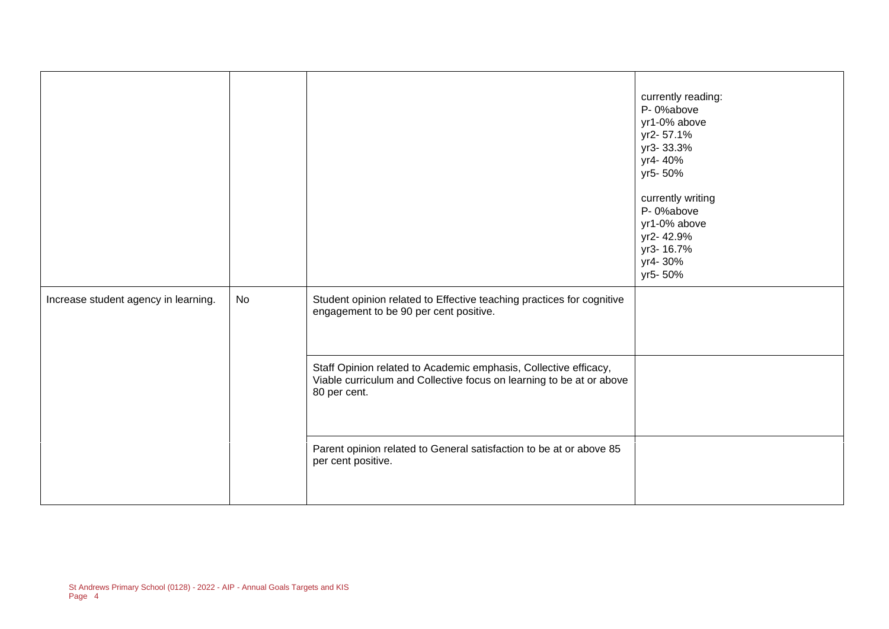| | | | |
|---|---|---|---|
| | | | currently reading:<br>P- 0%above<br>yr1-0% above<br>yr2- 57.1%<br>yr3- 33.3%<br>yr4- 40%<br>yr5- 50%<br><br>currently writing<br>P- 0%above<br>yr1-0% above<br>yr2- 42.9%<br>yr3- 16.7%<br>yr4- 30%<br>yr5- 50% |
| Increase student agency in learning. | No | Student opinion related to Effective teaching practices for cognitive engagement to be 90 per cent positive. | |
| | | Staff Opinion related to Academic emphasis, Collective efficacy, Viable curriculum and Collective focus on learning to be at or above 80 per cent. | |
| | | Parent opinion related to General satisfaction to be at or above 85 per cent positive. | |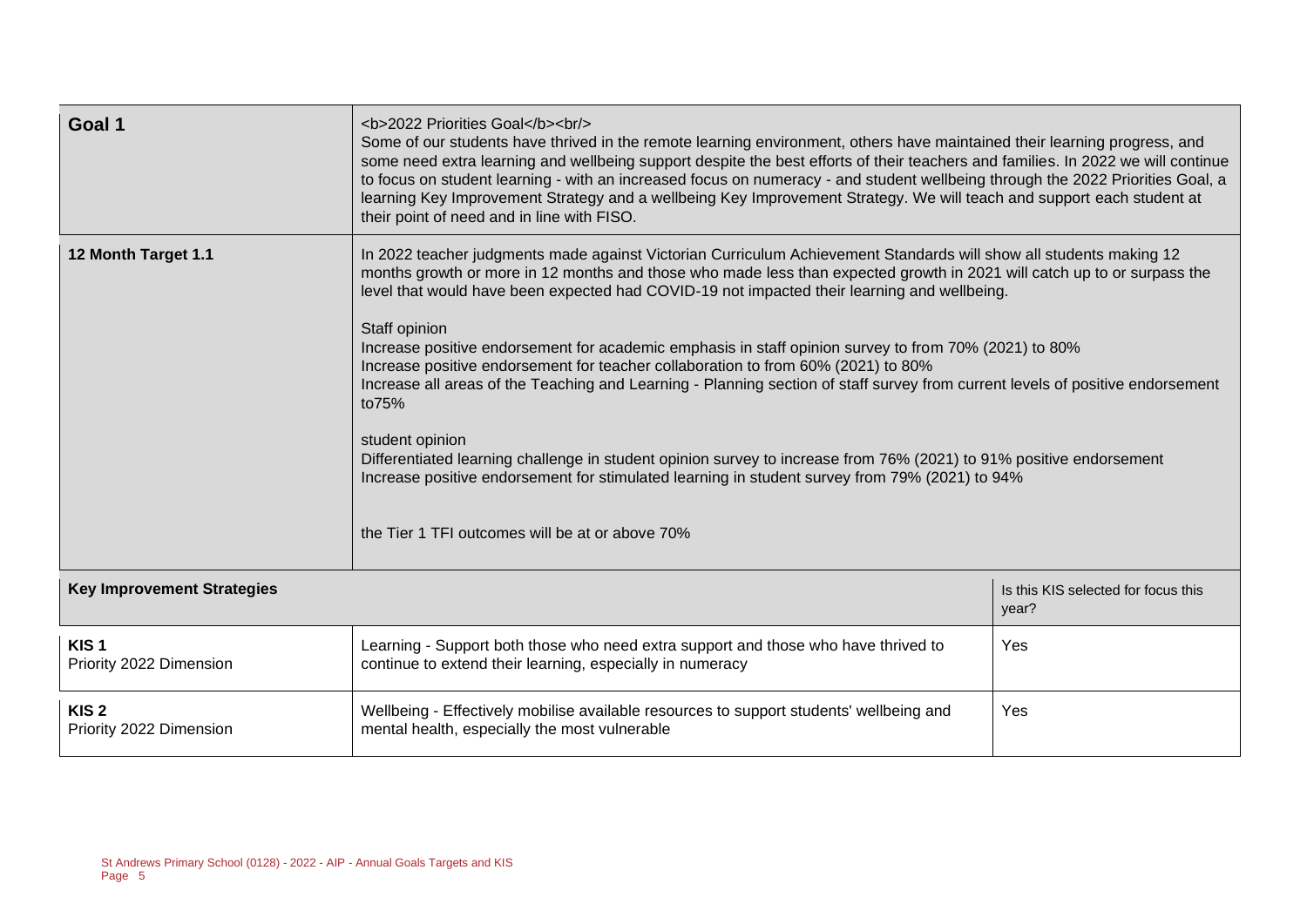| Goal 1 | <b>2022 Priorities Goal</b><br/> Some of our students have thrived in the remote learning environment, others have maintained their learning progress, and some need extra learning and wellbeing support despite the best efforts of their teachers and families. In 2022 we will continue to focus on student learning - with an increased focus on numeracy - and student wellbeing through the 2022 Priorities Goal, a learning Key Improvement Strategy and a wellbeing Key Improvement Strategy. We will teach and support each student at their point of need and in line with FISO. | |
|---|---|---|
| 12 Month Target 1.1 | In 2022 teacher judgments made against Victorian Curriculum Achievement Standards will show all students making 12 months growth or more in 12 months and those who made less than expected growth in 2021 will catch up to or surpass the level that would have been expected had COVID-19 not impacted their learning and wellbeing.<br><br>Staff opinion<br>Increase positive endorsement for academic emphasis in staff opinion survey to from 70% (2021) to 80%<br>Increase positive endorsement for teacher collaboration to from 60% (2021) to 80%<br>Increase all areas of the Teaching and Learning - Planning section of staff survey from current levels of positive endorsement to75%<br><br>student opinion<br>Differentiated learning challenge in student opinion survey to increase from 76% (2021) to 91% positive endorsement<br>Increase positive endorsement for stimulated learning in student survey from 79% (2021) to 94%<br><br>the Tier 1 TFI outcomes will be at or above 70% | |
| **Key Improvement Strategies** | | Is this KIS selected for focus this year? |
| **KIS 1**<br>Priority 2022 Dimension | Learning - Support both those who need extra support and those who have thrived to continue to extend their learning, especially in numeracy | Yes |
| **KIS 2**<br>Priority 2022 Dimension | Wellbeing - Effectively mobilise available resources to support students' wellbeing and mental health, especially the most vulnerable | Yes |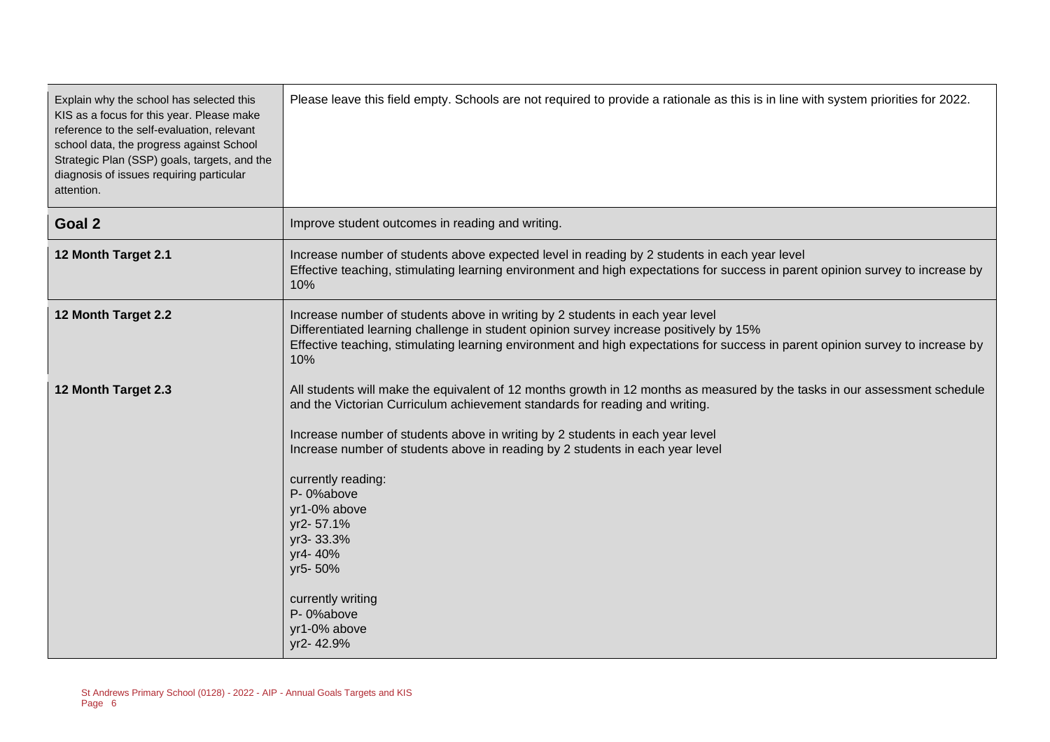| | |
|---|---|
| Explain why the school has selected this KIS as a focus for this year. Please make reference to the self-evaluation, relevant school data, the progress against School Strategic Plan (SSP) goals, targets, and the diagnosis of issues requiring particular attention. | Please leave this field empty. Schools are not required to provide a rationale as this is in line with system priorities for 2022. |
| **Goal 2** | Improve student outcomes in reading and writing. |
| **12 Month Target 2.1** | Increase number of students above expected level in reading by 2 students in each year level<br>Effective teaching, stimulating learning environment and high expectations for success in parent opinion survey to increase by 10% |
| **12 Month Target 2.2** | Increase number of students above in writing by 2 students in each year level<br>Differentiated learning challenge in student opinion survey increase positively by 15%<br>Effective teaching, stimulating learning environment and high expectations for success in parent opinion survey to increase by 10% |
| **12 Month Target 2.3** | All students will make the equivalent of 12 months growth in 12 months as measured by the tasks in our assessment schedule and the Victorian Curriculum achievement standards for reading and writing.<br><br>Increase number of students above in writing by 2 students in each year level<br>Increase number of students above in reading by 2 students in each year level<br><br>currently reading:<br>P- 0%above<br>yr1-0% above<br>yr2- 57.1%<br>yr3- 33.3%<br>yr4- 40%<br>yr5- 50%<br><br>currently writing<br>P- 0%above<br>yr1-0% above<br>yr2- 42.9% |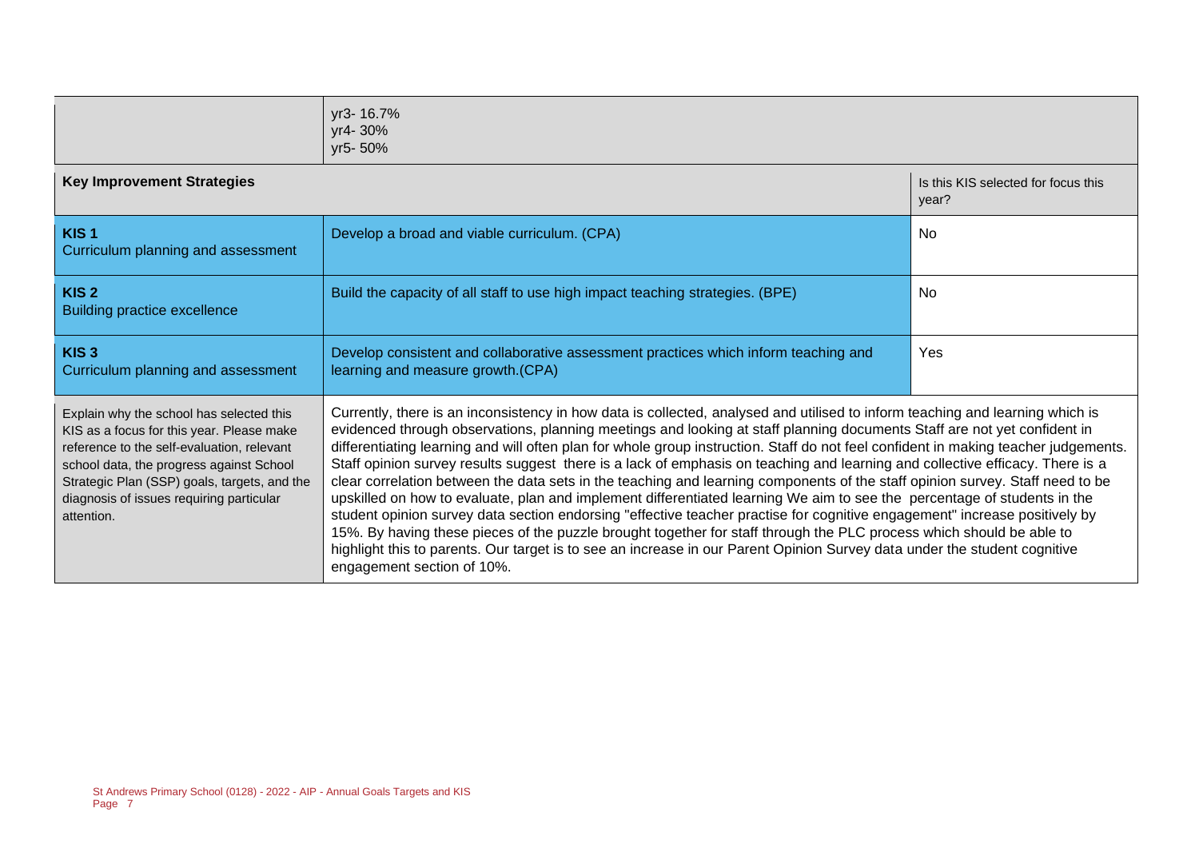|  | yr3- 16.7%<br>yr4- 30%<br>yr5- 50% | |
|---|---|---|
| **Key Improvement Strategies** | | Is this KIS selected for focus this year? |
| **KIS 1**<br>Curriculum planning and assessment | Develop a broad and viable curriculum. (CPA) | No |
| **KIS 2**<br>Building practice excellence | Build the capacity of all staff to use high impact teaching strategies. (BPE) | No |
| **KIS 3**<br>Curriculum planning and assessment | Develop consistent and collaborative assessment practices which inform teaching and learning and measure growth.(CPA) | Yes |
| Explain why the school has selected this KIS as a focus for this year. Please make reference to the self-evaluation, relevant school data, the progress against School Strategic Plan (SSP) goals, targets, and the diagnosis of issues requiring particular attention. | Currently, there is an inconsistency in how data is collected, analysed and utilised to inform teaching and learning which is evidenced through observations, planning meetings and looking at staff planning documents Staff are not yet confident in differentiating learning and will often plan for whole group instruction. Staff do not feel confident in making teacher judgements. Staff opinion survey results suggest there is a lack of emphasis on teaching and learning and collective efficacy. There is a clear correlation between the data sets in the teaching and learning components of the staff opinion survey. Staff need to be upskilled on how to evaluate, plan and implement differentiated learning We aim to see the percentage of students in the student opinion survey data section endorsing "effective teacher practise for cognitive engagement" increase positively by 15%. By having these pieces of the puzzle brought together for staff through the PLC process which should be able to highlight this to parents. Our target is to see an increase in our Parent Opinion Survey data under the student cognitive engagement section of 10%. | |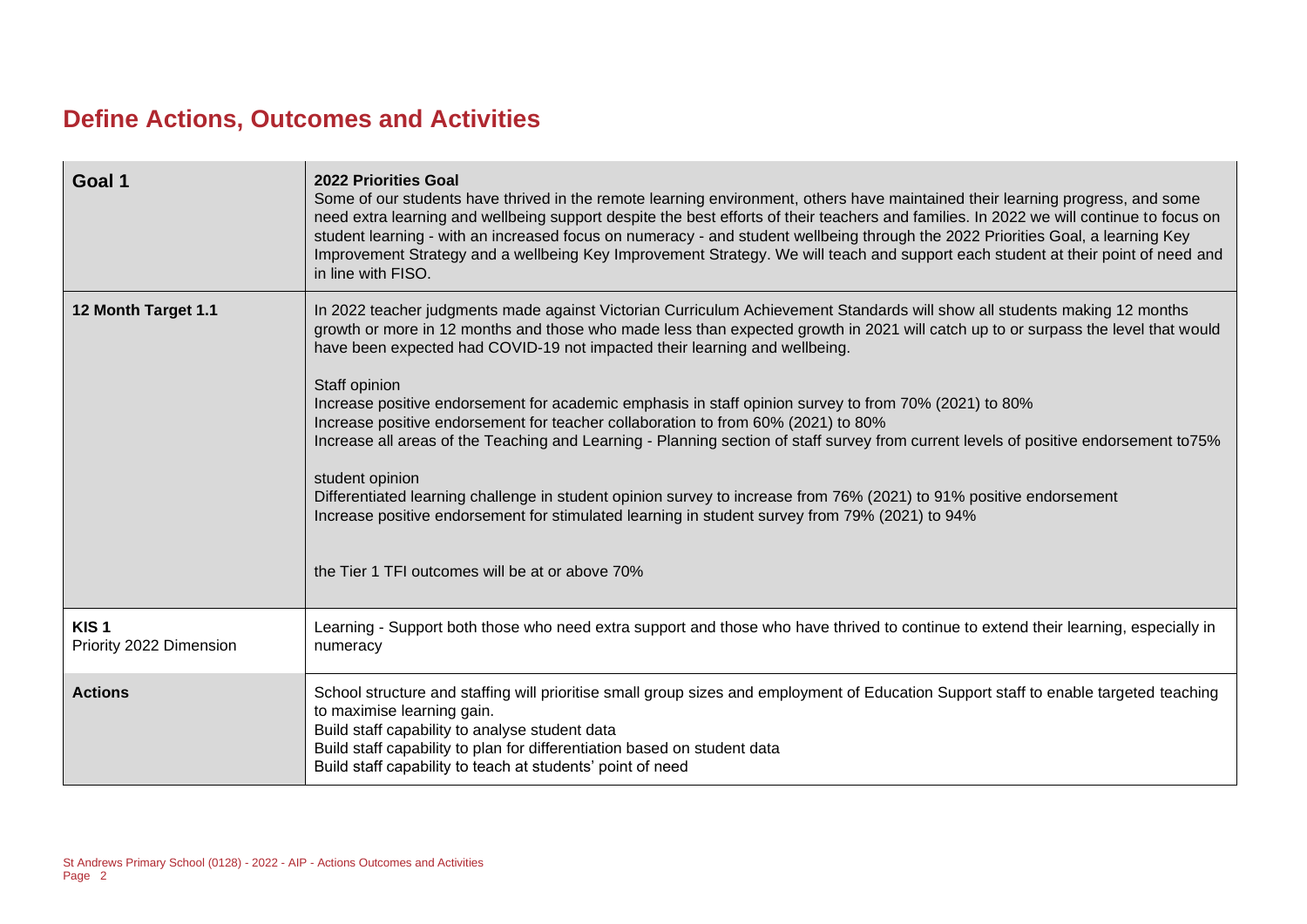## Define Actions, Outcomes and Activities

| Goal 1 | 2022 Priorities Goal<br>Some of our students have thrived in the remote learning environment, others have maintained their learning progress, and some need extra learning and wellbeing support despite the best efforts of their teachers and families. In 2022 we will continue to focus on student learning - with an increased focus on numeracy - and student wellbeing through the 2022 Priorities Goal, a learning Key Improvement Strategy and a wellbeing Key Improvement Strategy. We will teach and support each student at their point of need and in line with FISO. |
|---|---|
| **12 Month Target 1.1** | In 2022 teacher judgments made against Victorian Curriculum Achievement Standards will show all students making 12 months growth or more in 12 months and those who made less than expected growth in 2021 will catch up to or surpass the level that would have been expected had COVID-19 not impacted their learning and wellbeing.<br><br>Staff opinion<br>Increase positive endorsement for academic emphasis in staff opinion survey to from 70% (2021) to 80%<br>Increase positive endorsement for teacher collaboration to from 60% (2021) to 80%<br>Increase all areas of the Teaching and Learning - Planning section of staff survey from current levels of positive endorsement to75%<br><br>student opinion<br>Differentiated learning challenge in student opinion survey to increase from 76% (2021) to 91% positive endorsement<br>Increase positive endorsement for stimulated learning in student survey from 79% (2021) to 94%<br><br>the Tier 1 TFI outcomes will be at or above 70% |
| **KIS 1**<br>Priority 2022 Dimension | Learning - Support both those who need extra support and those who have thrived to continue to extend their learning, especially in numeracy |
| **Actions** | School structure and staffing will prioritise small group sizes and employment of Education Support staff to enable targeted teaching to maximise learning gain.<br>Build staff capability to analyse student data<br>Build staff capability to plan for differentiation based on student data<br>Build staff capability to teach at students' point of need |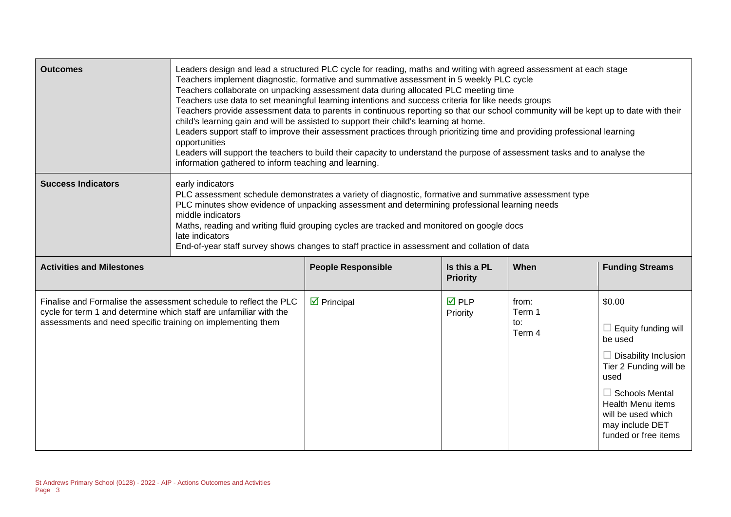| Outcomes | Leaders design and lead a structured PLC cycle for reading, maths and writing with agreed assessment at each stage<br>Teachers implement diagnostic, formative and summative assessment in 5 weekly PLC cycle<br>Teachers collaborate on unpacking assessment data during allocated PLC meeting time<br>Teachers use data to set meaningful learning intentions and success criteria for like needs groups<br>Teachers provide assessment data to parents in continuous reporting so that our school community will be kept up to date with their child's learning gain and will be assisted to support their child's learning at home.<br>Leaders support staff to improve their assessment practices through prioritizing time and providing professional learning opportunities<br>Leaders will support the teachers to build their capacity to understand the purpose of assessment tasks and to analyse the information gathered to inform teaching and learning. |
|---|---|
| **Success Indicators** | early indicators<br>PLC assessment schedule demonstrates a variety of diagnostic, formative and summative assessment type<br>PLC minutes show evidence of unpacking assessment and determining professional learning needs<br>middle indicators<br>Maths, reading and writing fluid grouping cycles are tracked and monitored on google docs<br>late indicators<br>End-of-year staff survey shows changes to staff practice in assessment and collation of data |

| Activities and Milestones | People Responsible | Is this a PL Priority | When | Funding Streams |
|---|---|---|---|---|
| Finalise and Formalise the assessment schedule to reflect the PLC cycle for term 1 and determine which staff are unfamiliar with the assessments and need specific training on implementing them | ☑ Principal | ☑ PLP Priority | from: Term 1 to: Term 4 | \$0.00<br>☐ Equity funding will be used<br>☐ Disability Inclusion Tier 2 Funding will be used<br>☐ Schools Mental Health Menu items will be used which may include DET funded or free items |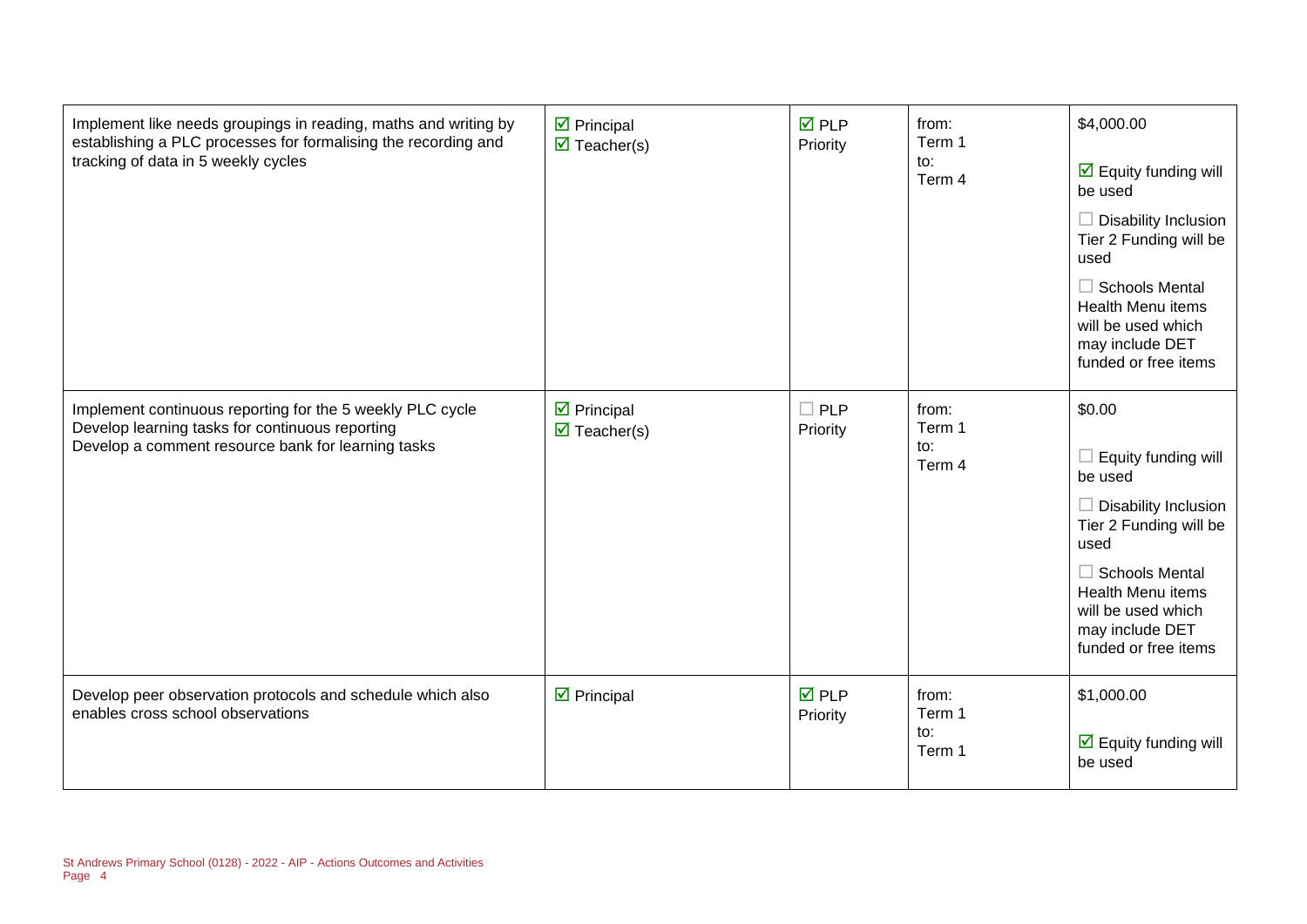| | | | | |
|---|---|---|---|---|
| Implement like needs groupings in reading, maths and writing by establishing a PLC processes for formalising the recording and tracking of data in 5 weekly cycles | ☑ Principal<br>☑ Teacher(s) | ☑ PLP Priority | from:<br>Term 1<br>to:<br>Term 4 | $4,000.00<br><br>☑ Equity funding will be used<br><br>☐ Disability Inclusion Tier 2 Funding will be used<br><br>☐ Schools Mental Health Menu items will be used which may include DET funded or free items |
| Implement continuous reporting for the 5 weekly PLC cycle<br>Develop learning tasks for continuous reporting<br>Develop a comment resource bank for learning tasks | ☑ Principal<br>☑ Teacher(s) | ☐ PLP Priority | from:<br>Term 1<br>to:<br>Term 4 | $0.00<br><br>☐ Equity funding will be used<br><br>☐ Disability Inclusion Tier 2 Funding will be used<br><br>☐ Schools Mental Health Menu items will be used which may include DET funded or free items |
| Develop peer observation protocols and schedule which also enables cross school observations | ☑ Principal | ☑ PLP Priority | from:<br>Term 1<br>to:<br>Term 1 | $1,000.00<br><br>☑ Equity funding will be used |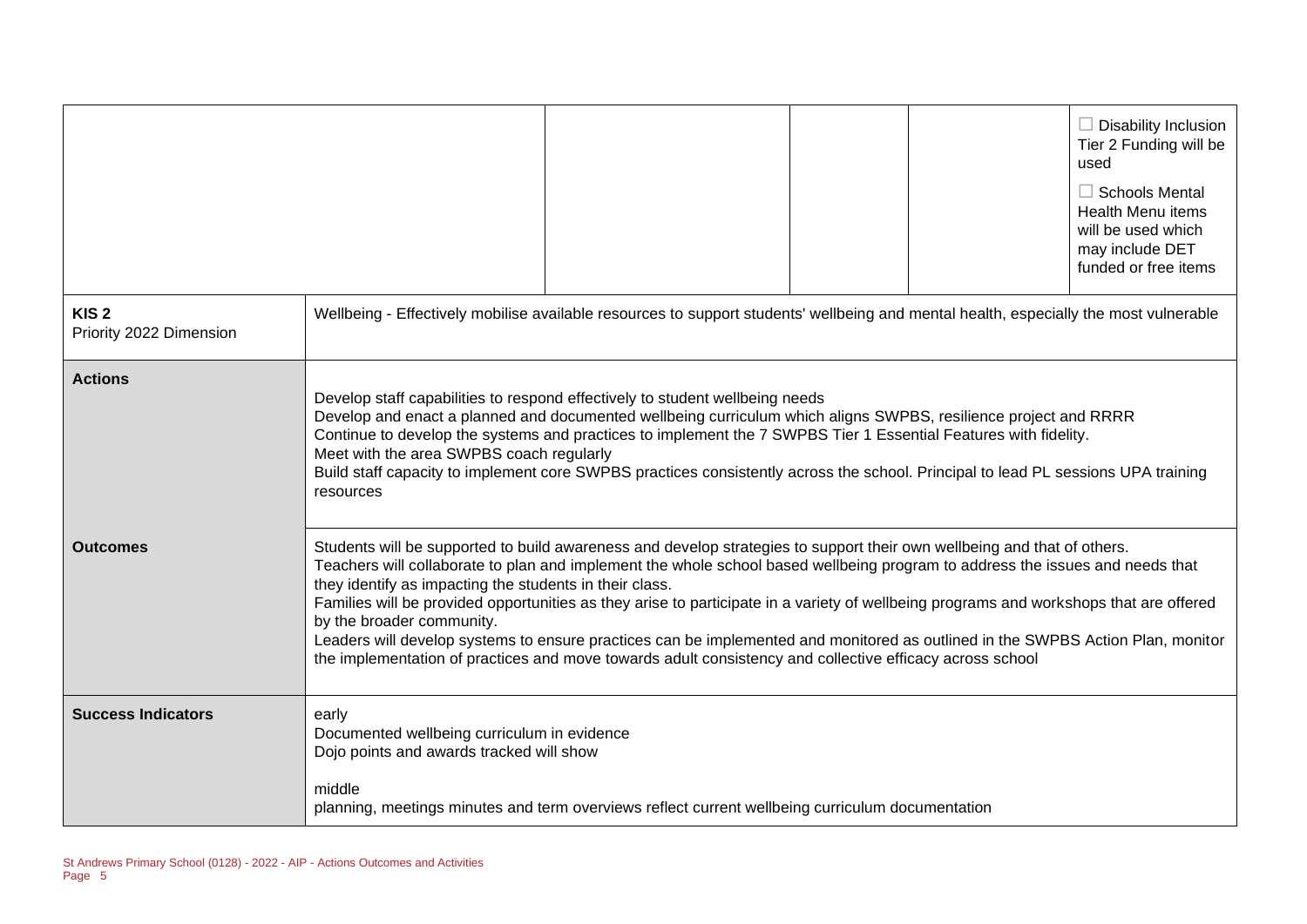| | | | | |
|---|---|---|---|---|
| | | | | ☐ Disability Inclusion Tier 2 Funding will be used<br><br>☐ Schools Mental Health Menu items will be used which may include DET funded or free items |

| | |
|---|---|
| **KIS 2**<br>Priority 2022 Dimension | Wellbeing - Effectively mobilise available resources to support students' wellbeing and mental health, especially the most vulnerable |
| **Actions** | Develop staff capabilities to respond effectively to student wellbeing needs<br>Develop and enact a planned and documented wellbeing curriculum which aligns SWPBS, resilience project and RRRR<br>Continue to develop the systems and practices to implement the 7 SWPBS Tier 1 Essential Features with fidelity.<br>Meet with the area SWPBS coach regularly<br>Build staff capacity to implement core SWPBS practices consistently across the school. Principal to lead PL sessions UPA training resources |
| **Outcomes** | Students will be supported to build awareness and develop strategies to support their own wellbeing and that of others.<br>Teachers will collaborate to plan and implement the whole school based wellbeing program to address the issues and needs that they identify as impacting the students in their class.<br>Families will be provided opportunities as they arise to participate in a variety of wellbeing programs and workshops that are offered by the broader community.<br>Leaders will develop systems to ensure practices can be implemented and monitored as outlined in the SWPBS Action Plan, monitor the implementation of practices and move towards adult consistency and collective efficacy across school |
| **Success Indicators** | early<br>Documented wellbeing curriculum in evidence<br>Dojo points and awards tracked will show<br><br>middle<br>planning, meetings minutes and term overviews reflect current wellbeing curriculum documentation |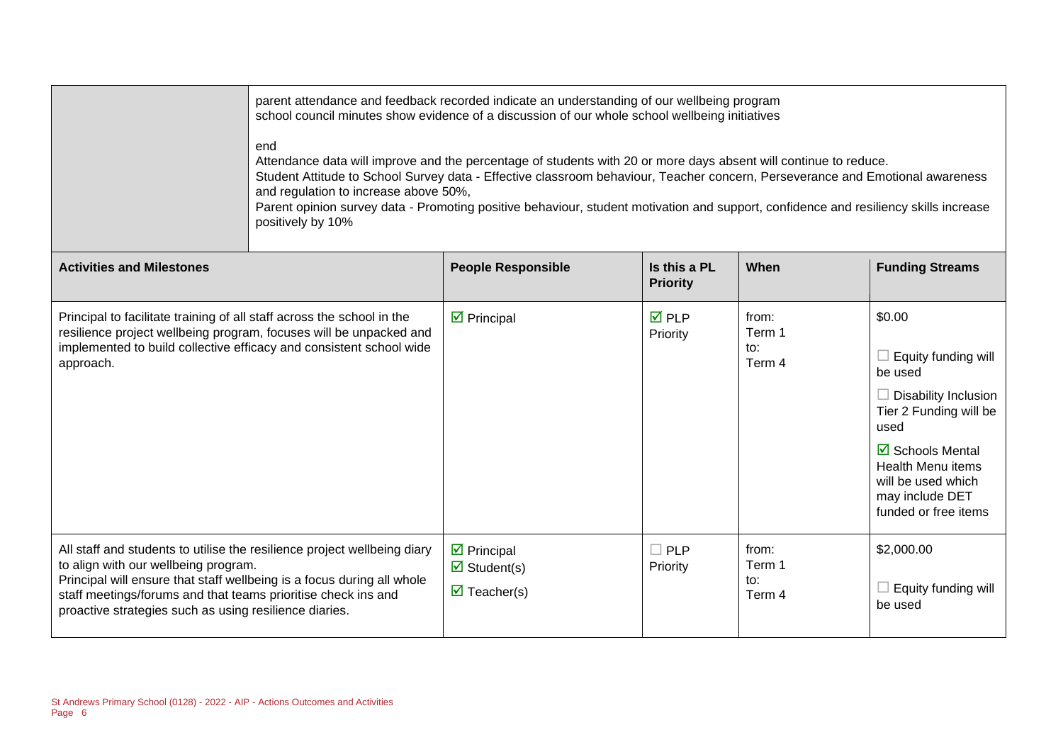| | |
|---|---|
| | parent attendance and feedback recorded indicate an understanding of our wellbeing program<br>school council minutes show evidence of a discussion of our whole school wellbeing initiatives<br><br>end<br>Attendance data will improve and the percentage of students with 20 or more days absent will continue to reduce.<br>Student Attitude to School Survey data - Effective classroom behaviour, Teacher concern, Perseverance and Emotional awareness and regulation to increase above 50%,<br>Parent opinion survey data - Promoting positive behaviour, student motivation and support, confidence and resiliency skills increase positively by 10% |

| Activities and Milestones | People Responsible | Is this a PL Priority | When | Funding Streams |
|---|---|---|---|---|
| Principal to facilitate training of all staff across the school in the resilience project wellbeing program, focuses will be unpacked and implemented to build collective efficacy and consistent school wide approach. | ☑ Principal | ☑ PLP Priority | from: Term 1 to: Term 4 | $0.00<br>☐ Equity funding will be used<br>☐ Disability Inclusion Tier 2 Funding will be used<br>☑ Schools Mental Health Menu items will be used which may include DET funded or free items |
| All staff and students to utilise the resilience project wellbeing diary to align with our wellbeing program.<br>Principal will ensure that staff wellbeing is a focus during all whole staff meetings/forums and that teams prioritise check ins and proactive strategies such as using resilience diaries. | ☑ Principal<br>☑ Student(s)<br>☑ Teacher(s) | ☐ PLP Priority | from: Term 1 to: Term 4 | $2,000.00<br>☐ Equity funding will be used |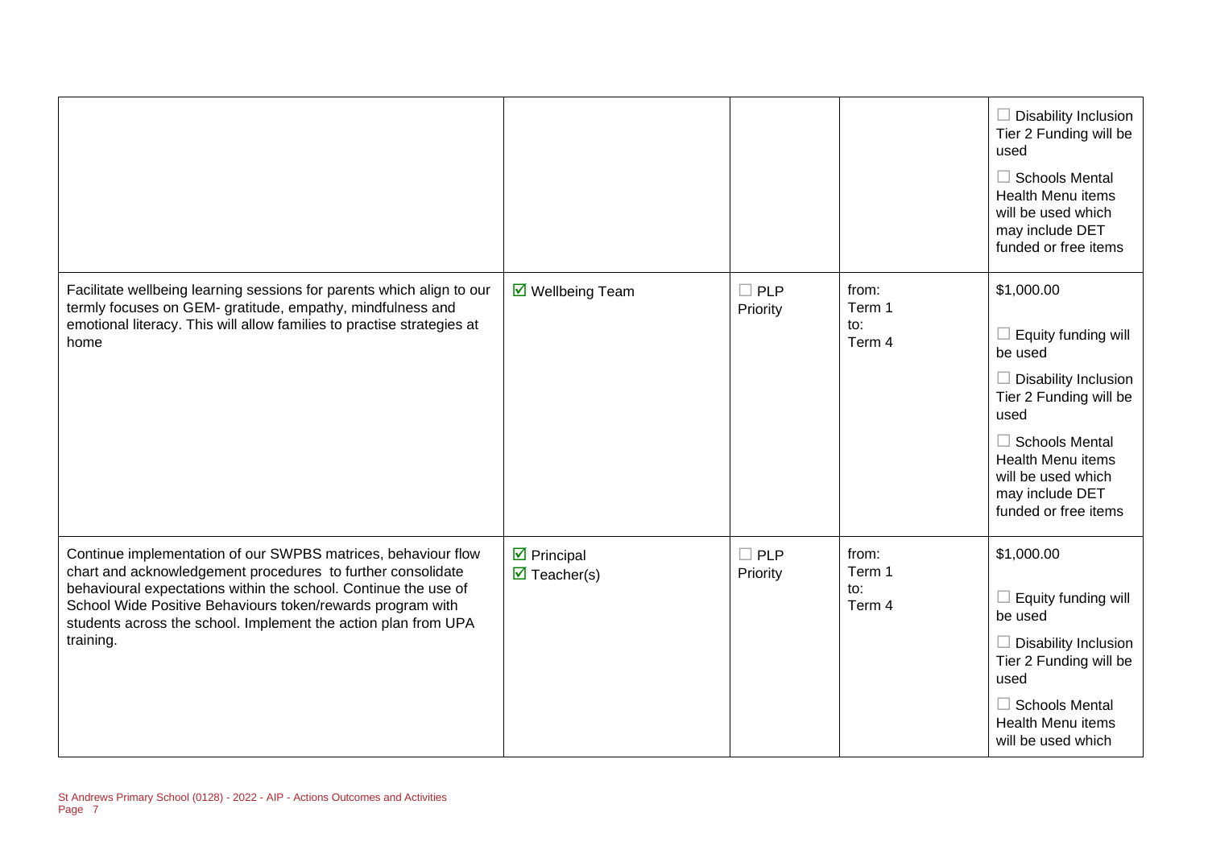| | | | | ☐ Disability Inclusion Tier 2 Funding will be used<br><br>☐ Schools Mental Health Menu items will be used which may include DET funded or free items |
|---|---|---|---|---|
| Facilitate wellbeing learning sessions for parents which align to our termly focuses on GEM- gratitude, empathy, mindfulness and emotional literacy. This will allow families to practise strategies at home | ☑ Wellbeing Team | ☐ PLP Priority | from:<br>Term 1<br>to:<br>Term 4 | $1,000.00<br><br>☐ Equity funding will be used<br><br>☐ Disability Inclusion Tier 2 Funding will be used<br><br>☐ Schools Mental Health Menu items will be used which may include DET funded or free items |
| Continue implementation of our SWPBS matrices, behaviour flow chart and acknowledgement procedures to further consolidate behavioural expectations within the school. Continue the use of School Wide Positive Behaviours token/rewards program with students across the school. Implement the action plan from UPA training. | ☑ Principal<br>☑ Teacher(s) | ☐ PLP Priority | from:<br>Term 1<br>to:<br>Term 4 | $1,000.00<br><br>☐ Equity funding will be used<br><br>☐ Disability Inclusion Tier 2 Funding will be used<br><br>☐ Schools Mental Health Menu items will be used which |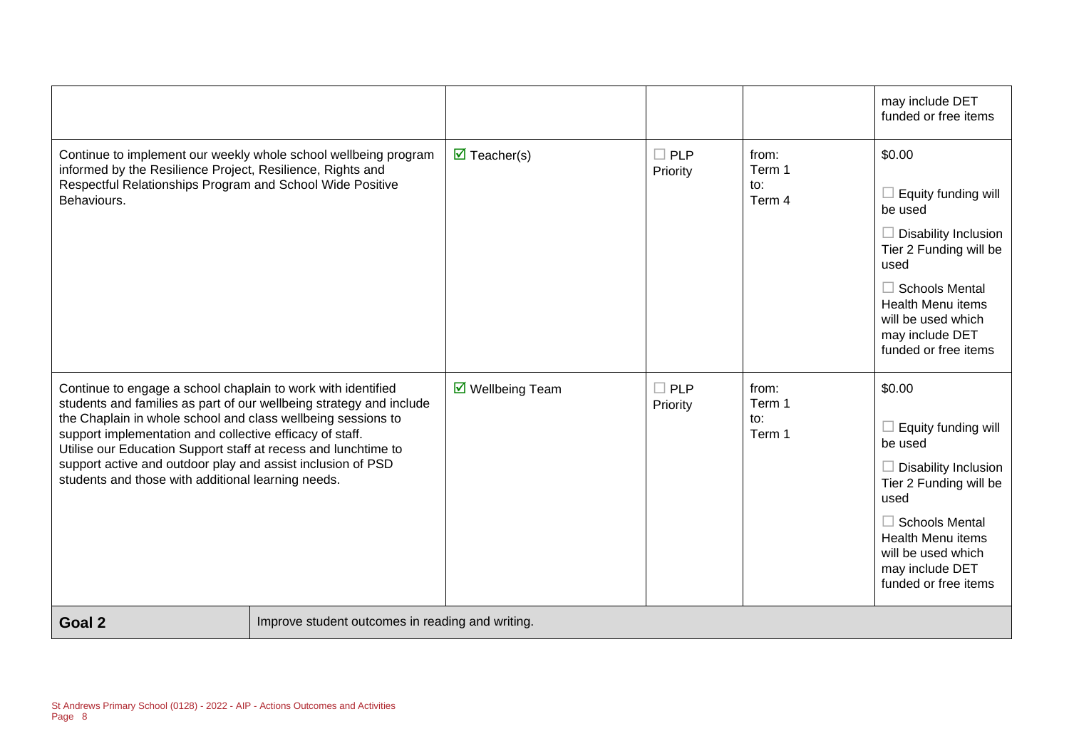| | | | | |
|---|---|---|---|---|
| | | | | may include DET funded or free items |
| Continue to implement our weekly whole school wellbeing program informed by the Resilience Project, Resilience, Rights and Respectful Relationships Program and School Wide Positive Behaviours. | ☑ Teacher(s) | ☐ PLP Priority | from: Term 1 to: Term 4 | $0.00<br><br>☐ Equity funding will be used<br><br>☐ Disability Inclusion Tier 2 Funding will be used<br><br>☐ Schools Mental Health Menu items will be used which may include DET funded or free items |
| Continue to engage a school chaplain to work with identified students and families as part of our wellbeing strategy and include the Chaplain in whole school and class wellbeing sessions to support implementation and collective efficacy of staff.<br>Utilise our Education Support staff at recess and lunchtime to support active and outdoor play and assist inclusion of PSD students and those with additional learning needs. | ☑ Wellbeing Team | ☐ PLP Priority | from: Term 1 to: Term 1 | $0.00<br><br>☐ Equity funding will be used<br><br>☐ Disability Inclusion Tier 2 Funding will be used<br><br>☐ Schools Mental Health Menu items will be used which may include DET funded or free items |

| **Goal 2** | Improve student outcomes in reading and writing. |
|---|---|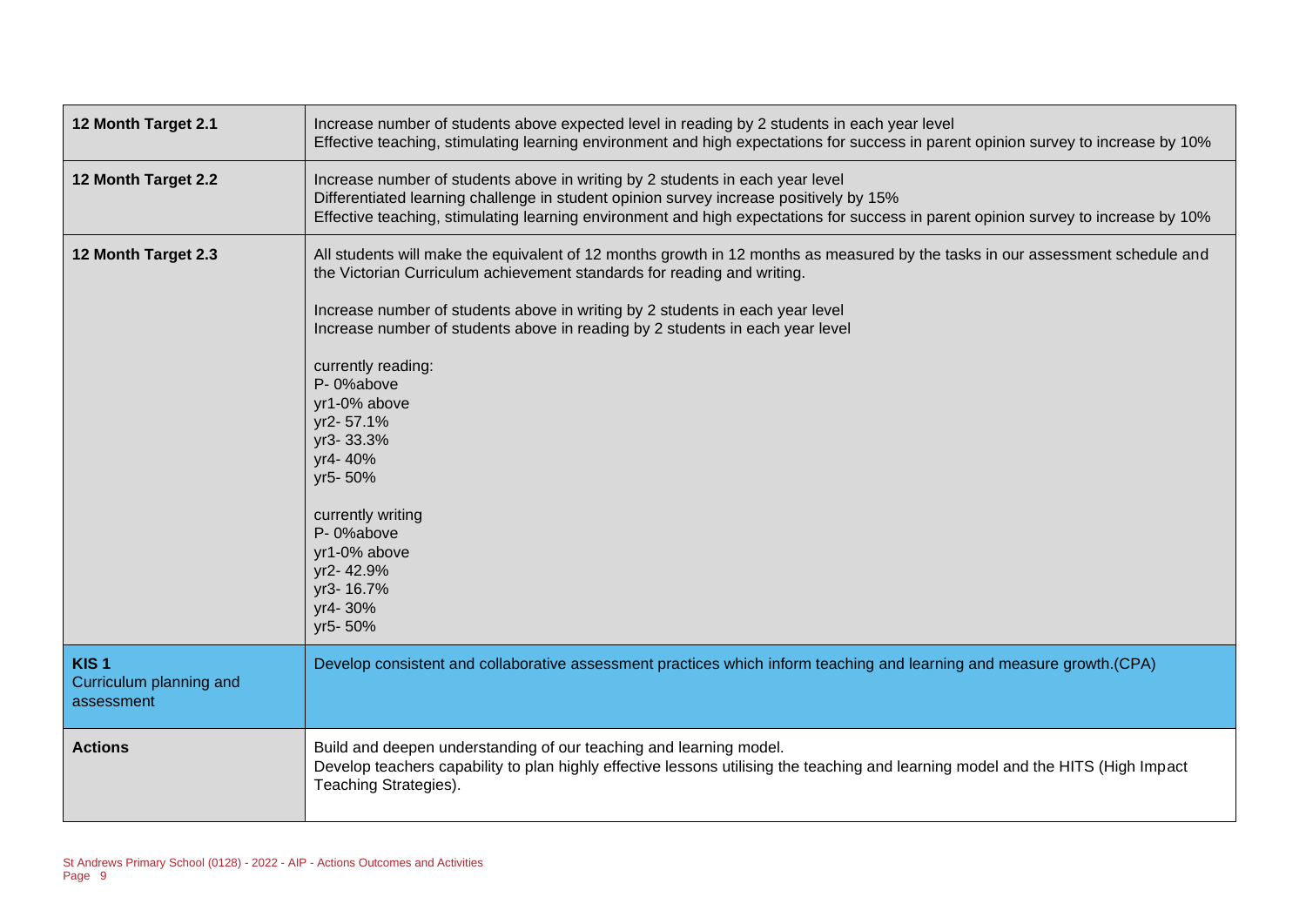| 12 Month Target 2.1 | Increase number of students above expected level in reading by 2 students in each year level<br>Effective teaching, stimulating learning environment and high expectations for success in parent opinion survey to increase by 10% |
|---|---|
| **12 Month Target 2.2** | Increase number of students above in writing by 2 students in each year level<br>Differentiated learning challenge in student opinion survey increase positively by 15%<br>Effective teaching, stimulating learning environment and high expectations for success in parent opinion survey to increase by 10% |
| **12 Month Target 2.3** | All students will make the equivalent of 12 months growth in 12 months as measured by the tasks in our assessment schedule and the Victorian Curriculum achievement standards for reading and writing.<br><br>Increase number of students above in writing by 2 students in each year level<br>Increase number of students above in reading by 2 students in each year level<br><br>currently reading:<br>P- 0%above<br>yr1-0% above<br>yr2- 57.1%<br>yr3- 33.3%<br>yr4- 40%<br>yr5- 50%<br><br>currently writing<br>P- 0%above<br>yr1-0% above<br>yr2- 42.9%<br>yr3- 16.7%<br>yr4- 30%<br>yr5- 50% |
| **KIS 1**<br>Curriculum planning and assessment | Develop consistent and collaborative assessment practices which inform teaching and learning and measure growth.(CPA) |
| **Actions** | Build and deepen understanding of our teaching and learning model.<br>Develop teachers capability to plan highly effective lessons utilising the teaching and learning model and the HITS (High Impact Teaching Strategies). |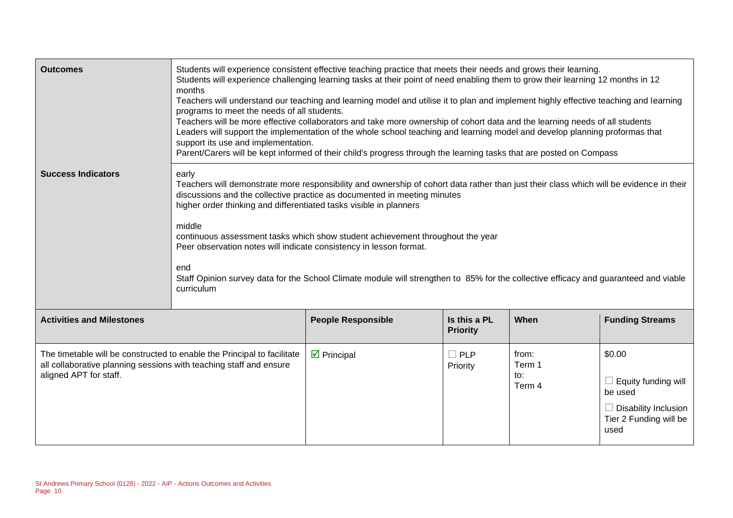| | |
|---|---|
| **Outcomes** | Students will experience consistent effective teaching practice that meets their needs and grows their learning.<br>Students will experience challenging learning tasks at their point of need enabling them to grow their learning 12 months in 12 months<br>Teachers will understand our teaching and learning model and utilise it to plan and implement highly effective teaching and learning programs to meet the needs of all students.<br>Teachers will be more effective collaborators and take more ownership of cohort data and the learning needs of all students<br>Leaders will support the implementation of the whole school teaching and learning model and develop planning proformas that support its use and implementation.<br>Parent/Carers will be kept informed of their child's progress through the learning tasks that are posted on Compass |
| **Success Indicators** | early<br>Teachers will demonstrate more responsibility and ownership of cohort data rather than just their class which will be evidence in their discussions and the collective practice as documented in meeting minutes<br>higher order thinking and differentiated tasks visible in planners<br><br>middle<br>continuous assessment tasks which show student achievement throughout the year<br>Peer observation notes will indicate consistency in lesson format.<br><br>end<br>Staff Opinion survey data for the School Climate module will strengthen to 85% for the collective efficacy and guaranteed and viable curriculum |

| **Activities and Milestones** | **People Responsible** | **Is this a PL Priority** | **When** | **Funding Streams** |
|---|---|---|---|---|
| The timetable will be constructed to enable the Principal to facilitate all collaborative planning sessions with teaching staff and ensure aligned APT for staff. | ☑ Principal | ☐ PLP Priority | from: Term 1 to: Term 4 | $0.00<br>☐ Equity funding will be used<br>☐ Disability Inclusion Tier 2 Funding will be used |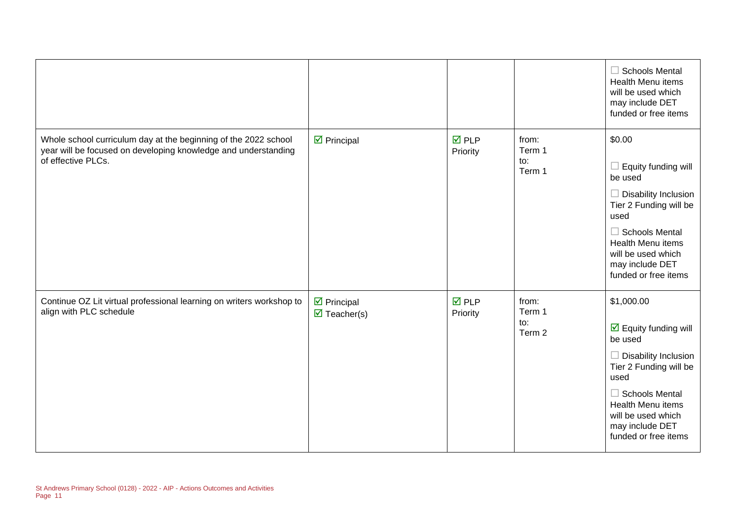| | | | | |
|---|---|---|---|---|
| | | | | ☐ Schools Mental Health Menu items will be used which may include DET funded or free items |
| Whole school curriculum day at the beginning of the 2022 school year will be focused on developing knowledge and understanding of effective PLCs. | ☑ Principal | ☑ PLP Priority | from: Term 1 to: Term 1 | $0.00 ☐ Equity funding will be used ☐ Disability Inclusion Tier 2 Funding will be used ☐ Schools Mental Health Menu items will be used which may include DET funded or free items |
| Continue OZ Lit virtual professional learning on writers workshop to align with PLC schedule | ☑ Principal ☑ Teacher(s) | ☑ PLP Priority | from: Term 1 to: Term 2 | $1,000.00 ☑ Equity funding will be used ☐ Disability Inclusion Tier 2 Funding will be used ☐ Schools Mental Health Menu items will be used which may include DET funded or free items |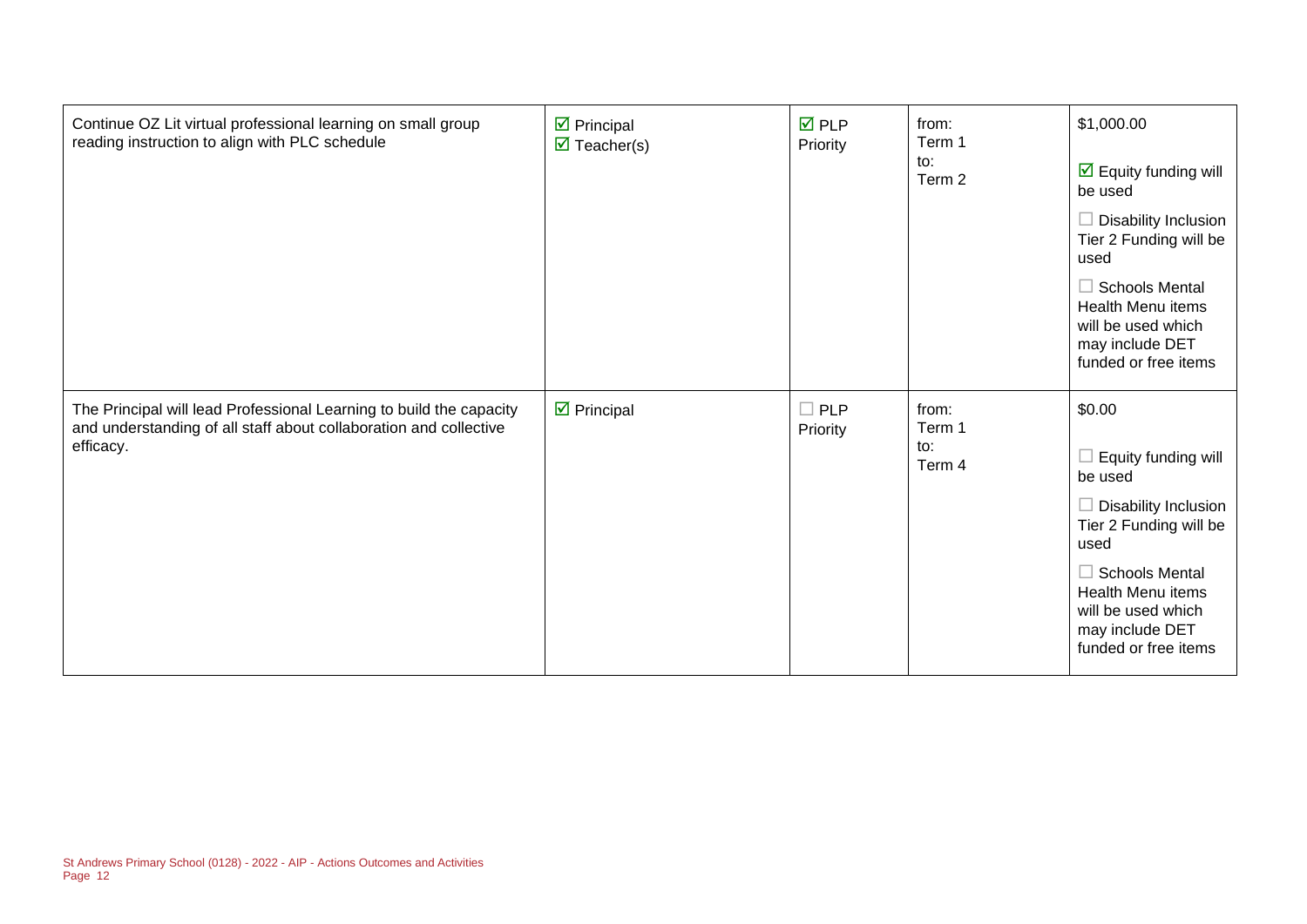| | | | | |
|---|---|---|---|---|
| Continue OZ Lit virtual professional learning on small group reading instruction to align with PLC schedule | ☑ Principal<br>☑ Teacher(s) | ☑ PLP Priority | from:<br>Term 1<br>to:<br>Term 2 | $1,000.00<br><br>☑ Equity funding will be used<br><br>☐ Disability Inclusion Tier 2 Funding will be used<br><br>☐ Schools Mental Health Menu items will be used which may include DET funded or free items |
| The Principal will lead Professional Learning to build the capacity and understanding of all staff about collaboration and collective efficacy. | ☑ Principal | ☐ PLP Priority | from:<br>Term 1<br>to:<br>Term 4 | $0.00<br><br>☐ Equity funding will be used<br><br>☐ Disability Inclusion Tier 2 Funding will be used<br><br>☐ Schools Mental Health Menu items will be used which may include DET funded or free items |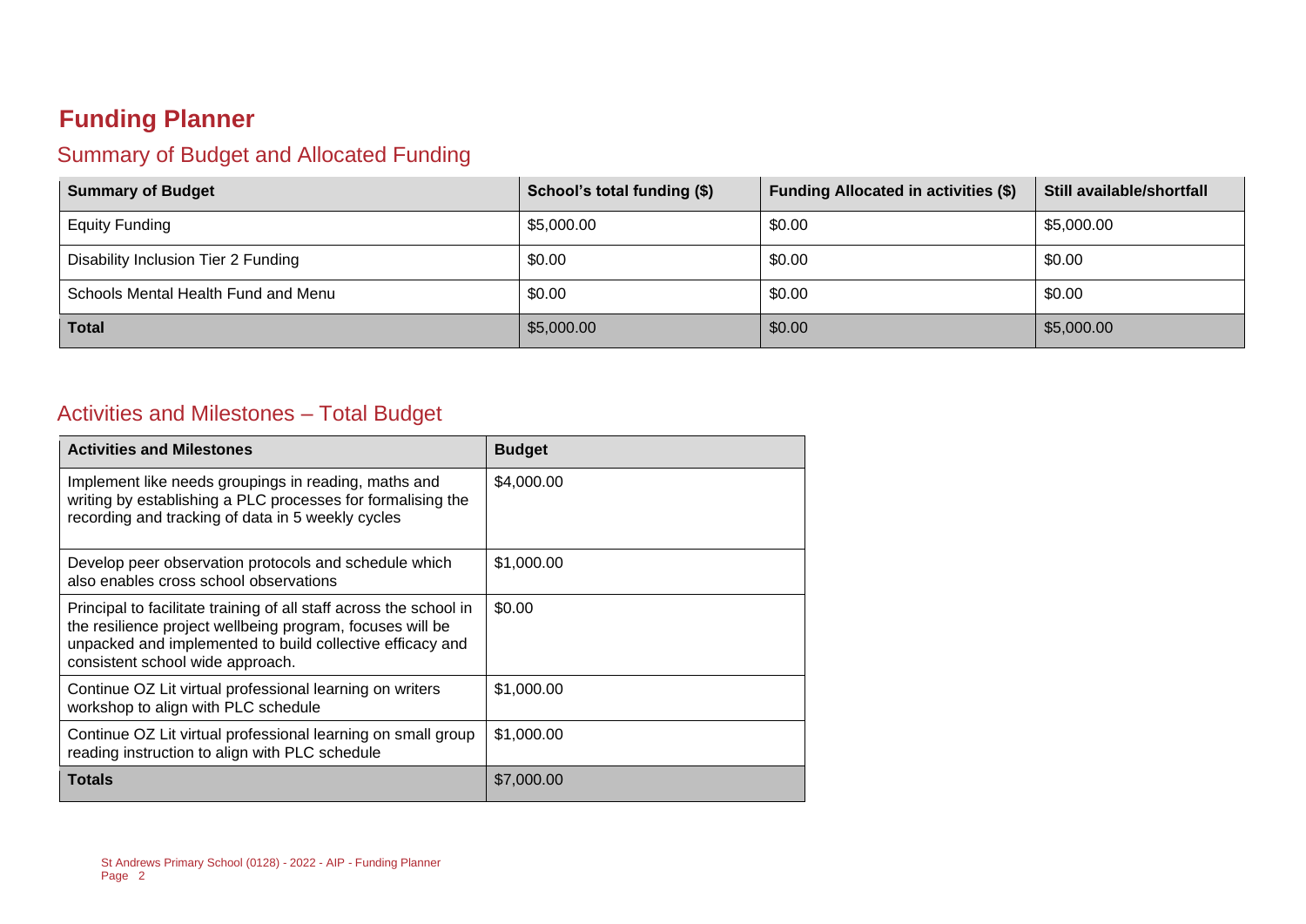# Funding Planner

## Summary of Budget and Allocated Funding

| Summary of Budget | School's total funding ($) | Funding Allocated in activities ($) | Still available/shortfall |
| --- | --- | --- | --- |
| Equity Funding | $5,000.00 | $0.00 | $5,000.00 |
| Disability Inclusion Tier 2 Funding | $0.00 | $0.00 | $0.00 |
| Schools Mental Health Fund and Menu | $0.00 | $0.00 | $0.00 |
| **Total** | $5,000.00 | $0.00 | $5,000.00 |

## Activities and Milestones – Total Budget

| Activities and Milestones | Budget |
| --- | --- |
| Implement like needs groupings in reading, maths and writing by establishing a PLC processes for formalising the recording and tracking of data in 5 weekly cycles | $4,000.00 |
| Develop peer observation protocols and schedule which also enables cross school observations | $1,000.00 |
| Principal to facilitate training of all staff across the school in the resilience project wellbeing program, focuses will be unpacked and implemented to build collective efficacy and consistent school wide approach. | $0.00 |
| Continue OZ Lit virtual professional learning on writers workshop to align with PLC schedule | $1,000.00 |
| Continue OZ Lit virtual professional learning on small group reading instruction to align with PLC schedule | $1,000.00 |
| **Totals** | $7,000.00 |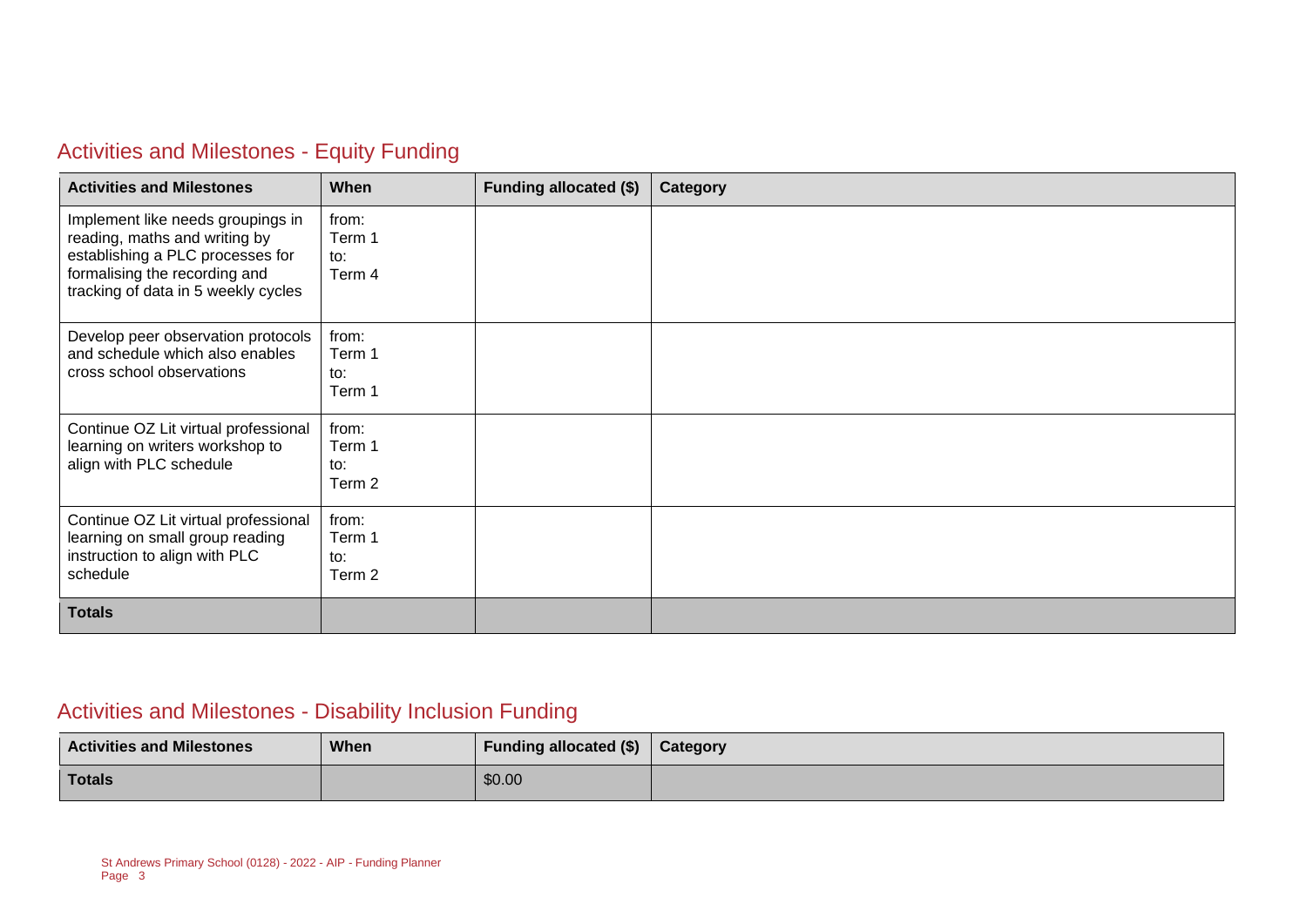## Activities and Milestones - Equity Funding

| Activities and Milestones | When | Funding allocated ($) | Category |
| --- | --- | --- | --- |
| Implement like needs groupings in reading, maths and writing by establishing a PLC processes for formalising the recording and tracking of data in 5 weekly cycles | from: Term 1 to: Term 4 | | |
| Develop peer observation protocols and schedule which also enables cross school observations | from: Term 1 to: Term 1 | | |
| Continue OZ Lit virtual professional learning on writers workshop to align with PLC schedule | from: Term 1 to: Term 2 | | |
| Continue OZ Lit virtual professional learning on small group reading instruction to align with PLC schedule | from: Term 1 to: Term 2 | | |
| **Totals** | | | |

## Activities and Milestones - Disability Inclusion Funding

| Activities and Milestones | When | Funding allocated ($) | Category |
| --- | --- | --- | --- |
| **Totals** | | $0.00 | |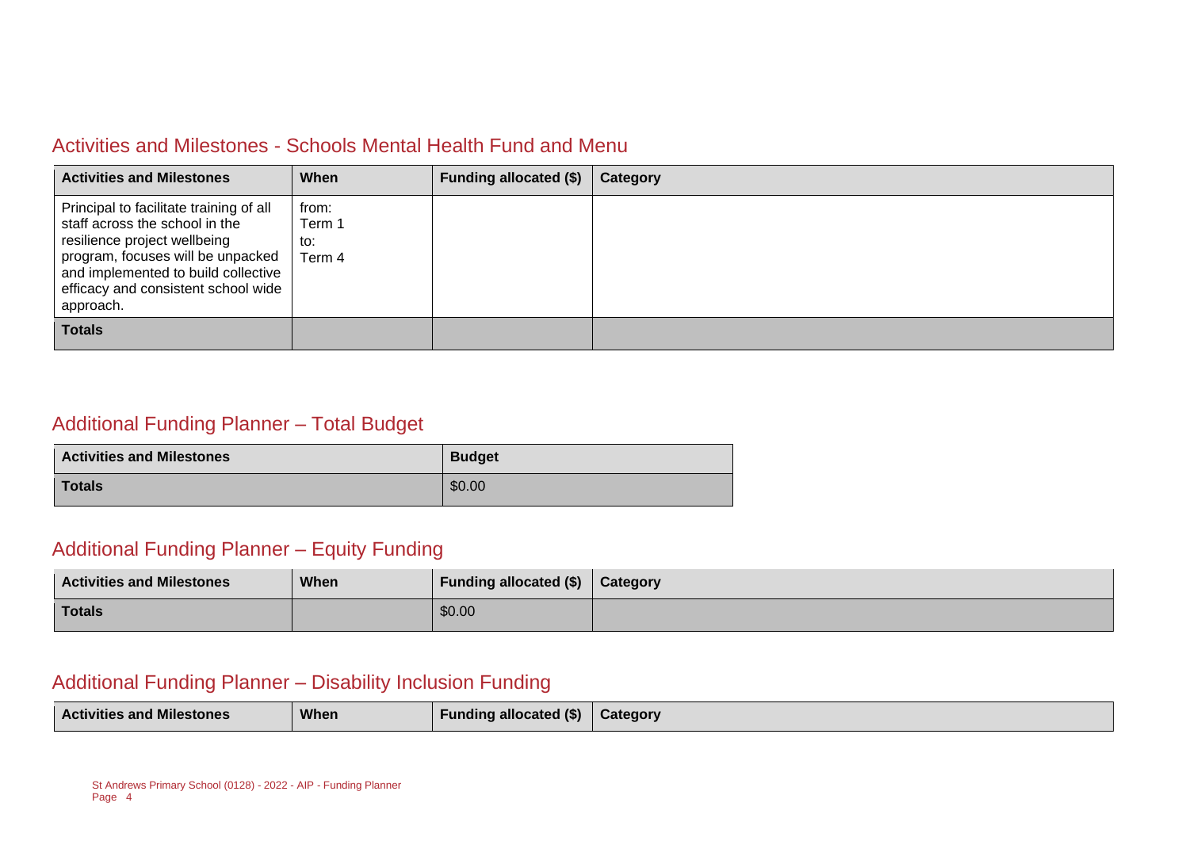## Activities and Milestones - Schools Mental Health Fund and Menu

| Activities and Milestones | When | Funding allocated ($) | Category |
| --- | --- | --- | --- |
| Principal to facilitate training of all staff across the school in the resilience project wellbeing program, focuses will be unpacked and implemented to build collective efficacy and consistent school wide approach. | from: Term 1 to: Term 4 | | |
| **Totals** | | | |

## Additional Funding Planner – Total Budget

| Activities and Milestones | Budget |
| --- | --- |
| **Totals** | $0.00 |

## Additional Funding Planner – Equity Funding

| Activities and Milestones | When | Funding allocated ($) | Category |
| --- | --- | --- | --- |
| **Totals** | | $0.00 | |

## Additional Funding Planner – Disability Inclusion Funding

| Activities and Milestones | When | Funding allocated ($) | Category |
| --- | --- | --- | --- |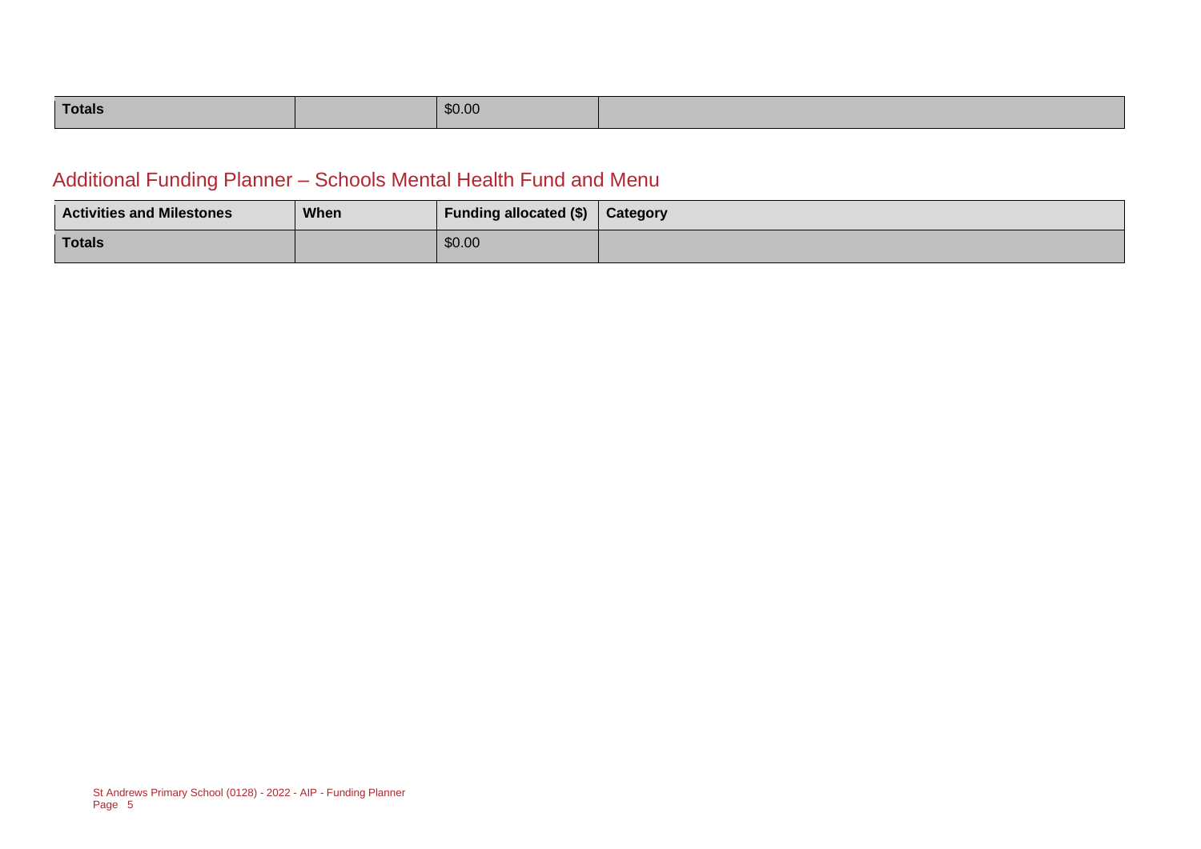| Totals | | $0.00 | |
|---|---|---|---|

## Additional Funding Planner – Schools Mental Health Fund and Menu

| Activities and Milestones | When | Funding allocated ($) | Category |
|---|---|---|---|
| Totals | | $0.00 | |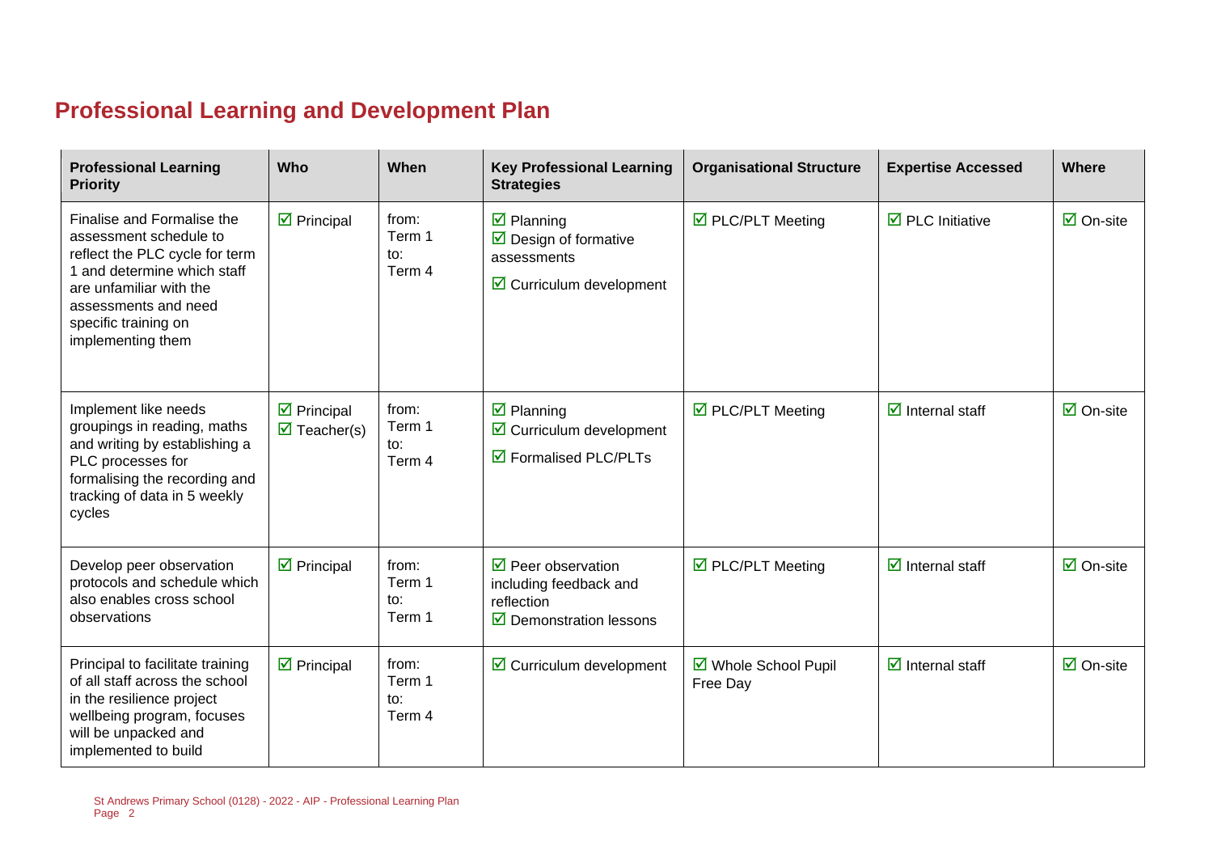## Professional Learning and Development Plan

| Professional Learning Priority | Who | When | Key Professional Learning Strategies | Organisational Structure | Expertise Accessed | Where |
|---|---|---|---|---|---|---|
| Finalise and Formalise the assessment schedule to reflect the PLC cycle for term 1 and determine which staff are unfamiliar with the assessments and need specific training on implementing them | ☑ Principal | from: Term 1 to: Term 4 | ☑ Planning<br>☑ Design of formative assessments<br>☑ Curriculum development | ☑ PLC/PLT Meeting | ☑ PLC Initiative | ☑ On-site |
| Implement like needs groupings in reading, maths and writing by establishing a PLC processes for formalising the recording and tracking of data in 5 weekly cycles | ☑ Principal<br>☑ Teacher(s) | from: Term 1 to: Term 4 | ☑ Planning<br>☑ Curriculum development<br>☑ Formalised PLC/PLTs | ☑ PLC/PLT Meeting | ☑ Internal staff | ☑ On-site |
| Develop peer observation protocols and schedule which also enables cross school observations | ☑ Principal | from: Term 1 to: Term 1 | ☑ Peer observation including feedback and reflection<br>☑ Demonstration lessons | ☑ PLC/PLT Meeting | ☑ Internal staff | ☑ On-site |
| Principal to facilitate training of all staff across the school in the resilience project wellbeing program, focuses will be unpacked and implemented to build | ☑ Principal | from: Term 1 to: Term 4 | ☑ Curriculum development | ☑ Whole School Pupil Free Day | ☑ Internal staff | ☑ On-site |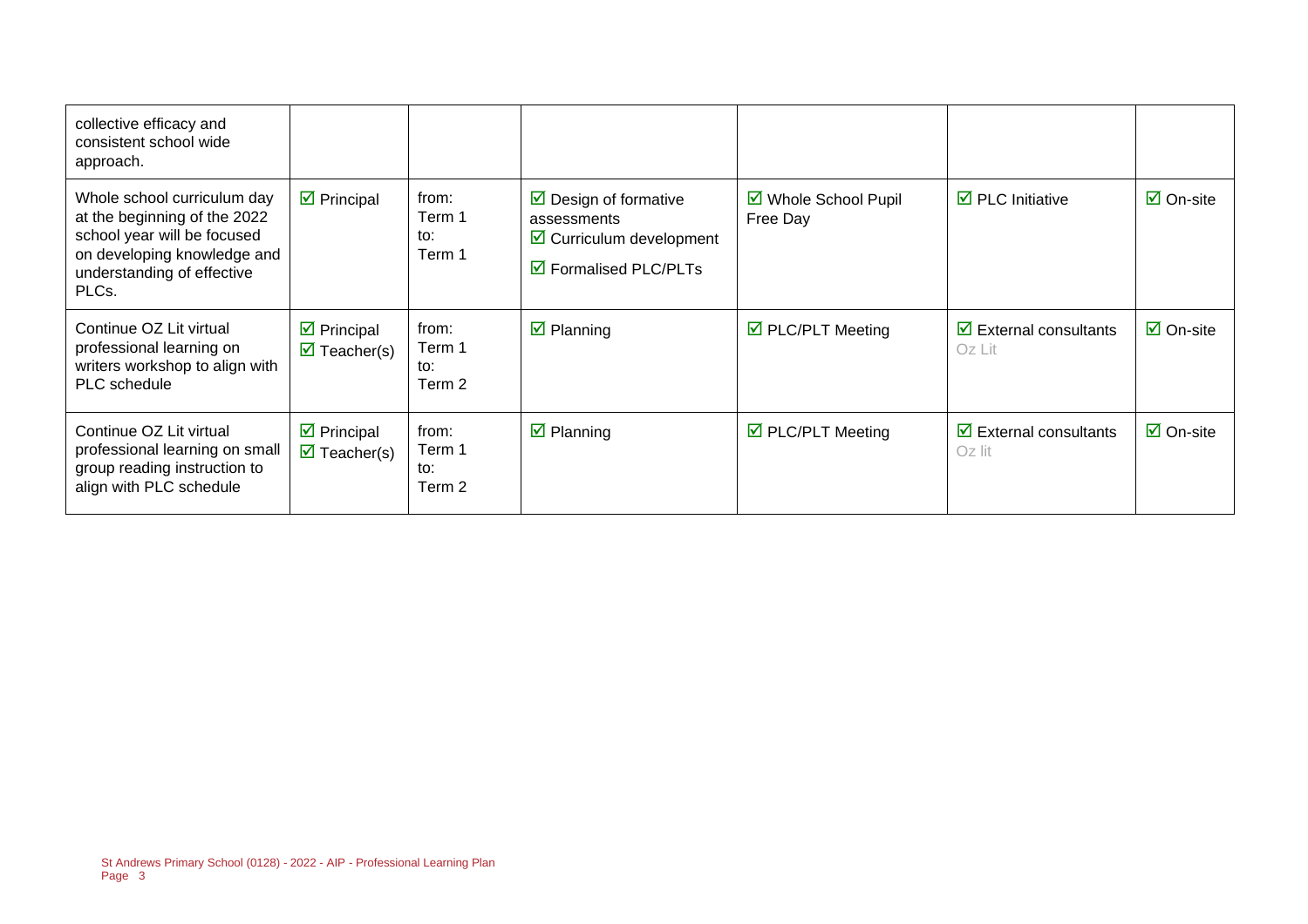| | | | | | | |
|---|---|---|---|---|---|---|
| collective efficacy and consistent school wide approach. | | | | | | |
| Whole school curriculum day at the beginning of the 2022 school year will be focused on developing knowledge and understanding of effective PLCs. | ☑ Principal | from: Term 1 to: Term 1 | ☑ Design of formative assessments ☑ Curriculum development ☑ Formalised PLC/PLTs | ☑ Whole School Pupil Free Day | ☑ PLC Initiative | ☑ On-site |
| Continue OZ Lit virtual professional learning on writers workshop to align with PLC schedule | ☑ Principal ☑ Teacher(s) | from: Term 1 to: Term 2 | ☑ Planning | ☑ PLC/PLT Meeting | ☑ External consultants Oz Lit | ☑ On-site |
| Continue OZ Lit virtual professional learning on small group reading instruction to align with PLC schedule | ☑ Principal ☑ Teacher(s) | from: Term 1 to: Term 2 | ☑ Planning | ☑ PLC/PLT Meeting | ☑ External consultants Oz lit | ☑ On-site |